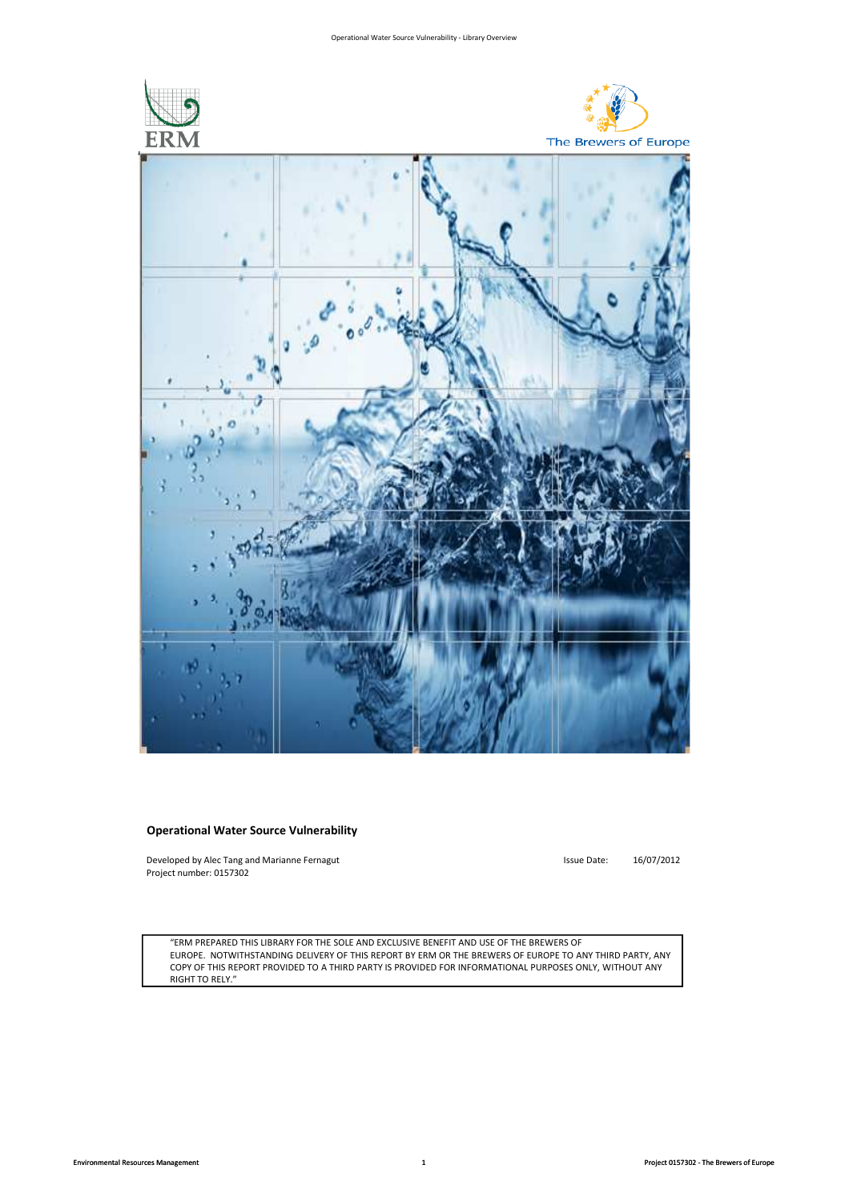**Operational Water Source Vulnerability**

Developed by Alec Tang and Marianne Fernagut

Project number: 0157302

Issue Date: 16/07/2012

> "ERM PREPARED THIS LIBRARY FOR THE SOLE AND EXCLUSIVE BENEFIT AND USE OF THE BREWERS OF EUROPE. NOTWITHSTANDING DELIVERY OF THIS REPORT BY ERM OR THE BREWERS OF EUROPE TO ANY THIRD PARTY, ANY COPY OF THIS REPORT PROVIDED TO A THIRD PARTY IS PROVIDED FOR INFORMATIONAL PURPOSES ONLY, WITHOUT ANY RIGHT TO RELY."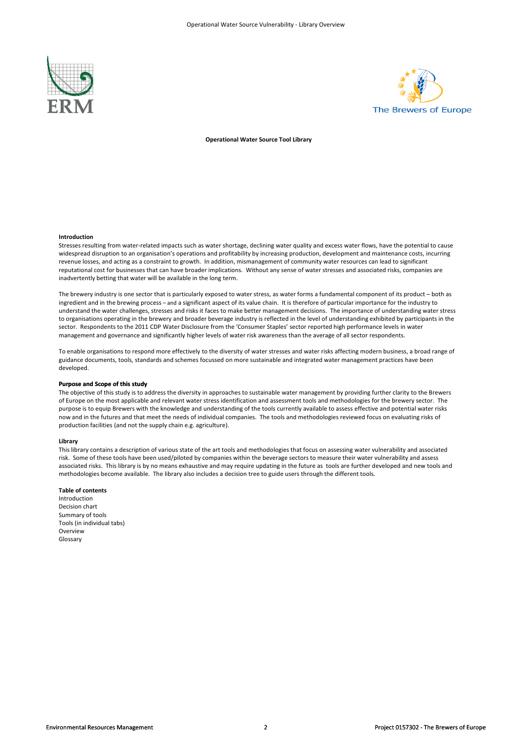**Operational Water Source Tool Library**

**Introduction**

Stresses resulting from water-related impacts such as water shortage, declining water quality and excess water flows, have the potential to cause widespread disruption to an organisation's operations and profitability by increasing production, development and maintenance costs, incurring revenue losses, and acting as a constraint to growth. In addition, mismanagement of community water resources can lead to significant reputational cost for businesses that can have broader implications. Without any sense of water stresses and associated risks, companies are inadvertently betting that water will be available in the long term.

The brewery industry is one sector that is particularly exposed to water stress, as water forms a fundamental component of its product – both as ingredient and in the brewing process – and a significant aspect of its value chain. It is therefore of particular importance for the industry to understand the water challenges, stresses and risks it faces to make better management decisions. The importance of understanding water stress to organisations operating in the brewery and broader beverage industry is reflected in the level of understanding exhibited by participants in the sector. Respondents to the 2011 CDP Water Disclosure from the 'Consumer Staples' sector reported high performance levels in water management and governance and significantly higher levels of water risk awareness than the average of all sector respondents.

To enable organisations to respond more effectively to the diversity of water stresses and water risks affecting modern business, a broad range of guidance documents, tools, standards and schemes focussed on more sustainable and integrated water management practices have been developed.

**Purpose and Scope of this study**

The objective of this study is to address the diversity in approaches to sustainable water management by providing further clarity to the Brewers of Europe on the most applicable and relevant water stress identification and assessment tools and methodologies for the brewery sector. The purpose is to equip Brewers with the knowledge and understanding of the tools currently available to assess effective and potential water risks now and in the futures and that meet the needs of individual companies. The tools and methodologies reviewed focus on evaluating risks of production facilities (and not the supply chain e.g. agriculture).

**Library**

This library contains a description of various state of the art tools and methodologies that focus on assessing water vulnerability and associated risk. Some of these tools have been used/piloted by companies within the beverage sectors to measure their water vulnerability and assess associated risks. This library is by no means exhaustive and may require updating in the future as tools are further developed and new tools and methodologies become available. The library also includes a decision tree to guide users through the different tools.

**Table of contents**

Introduction
Decision chart
Summary of tools
Tools (in individual tabs)
Overview
Glossary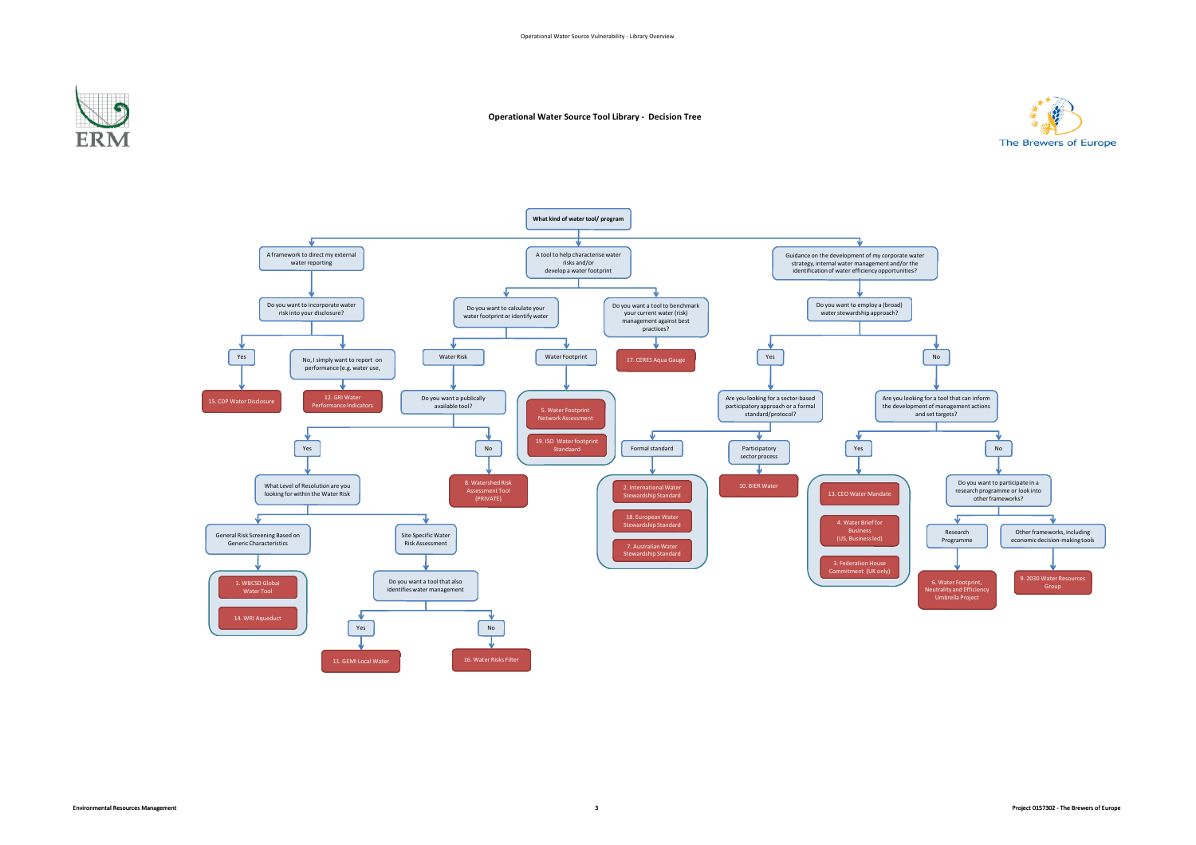# Operational Water Source Tool Library - Decision Tree

**What kind of water tool/ program**

- **A framework to direct my external water reporting**
  - Do you want to incorporate water risk into your disclosure?
    - Yes
      - 15. CDP Water Disclosure
    - No, I simply want to report on performance (e.g. water use,
      - 12. GRI Water Performance Indicators
- **A tool to help characterise water risks and/or develop a water footprint**
  - Do you want to calculate your water footprint or identify water
    - Water Risk
      - Do you want a publically available tool?
        - Yes
          - What Level of Resolution are you looking for within the Water Risk
            - General Risk Screening Based on Generic Characteristics
              - 1. WBCSD Global Water Tool
              - 14. WRI Aqueduct
            - Site Specific Water Risk Assessment
              - Do you want a tool that also identifies water management
                - Yes
                  - 11. GEMI Local Water
                - No
                  - 16. Water Risks Filter
        - No
          - 8. Watershed Risk Assessment Tool (PRIVATE)
    - Water Footprint
      - 5. Water Footprint Network Assessment
      - 19. ISO Water footprint Standaard
  - Do you want a tool to benchmark your current water (risk) management against best practices?
    - 17. CERES Aqua Gauge
- **Guidance on the development of my corporate water strategy, internal water management and/or the identification of water efficiency opportunities?**
  - Do you want to employ a (broad) water stewardship approach?
    - Yes
      - Are you looking for a sector-based participatory approach or a formal standard/protocol?
        - Formal standard
          - 2. International Water Stewardship Standard
          - 18. European Water Stewardship Standard
          - 7. Australian Water Stewardship Standard
        - Participatory sector process
          - 10. BIER Water
    - No
      - Are you looking for a tool that can inform the development of management actions and set targets?
        - Yes
          - 13. CEO Water Mandate
          - 4. Water Brief for Business (US, Business led)
          - 3. Federation House Commitment (UK only)
        - No
          - Do you want to participate in a research programme or look into other frameworks?
            - Research Programme
              - 6. Water Footprint, Neutrality and Efficiency Umbrella Project
            - Other frameworks, including economic decision-making tools
              - 9. 2030 Water Resources Group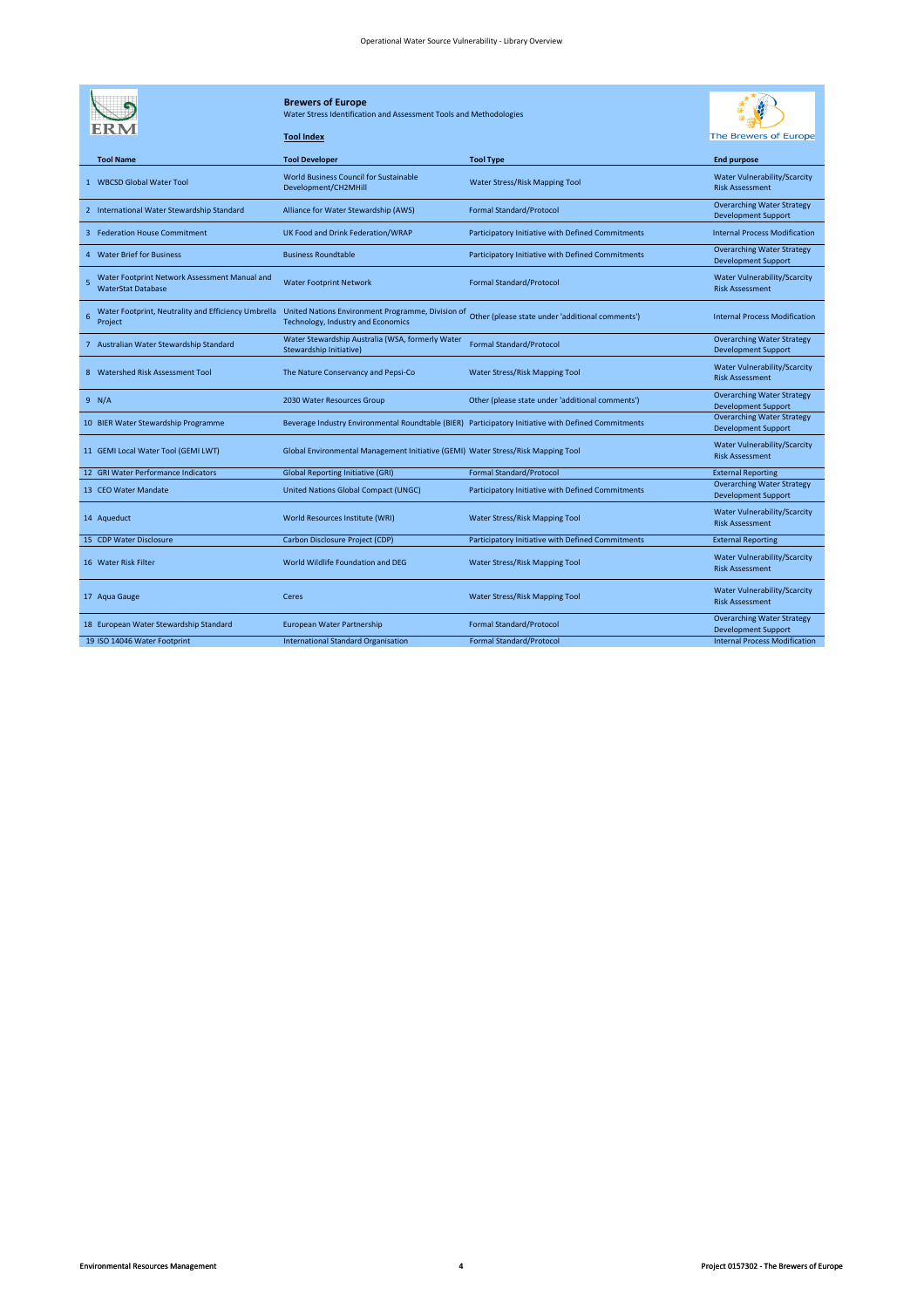**Brewers of Europe**

Water Stress Identification and Assessment Tools and Methodologies

**Tool Index**

| | Tool Name | Tool Developer | Tool Type | End purpose |
|---|---|---|---|---|
| 1 | WBCSD Global Water Tool | World Business Council for Sustainable Development/CH2MHill | Water Stress/Risk Mapping Tool | Water Vulnerability/Scarcity Risk Assessment |
| 2 | International Water Stewardship Standard | Alliance for Water Stewardship (AWS) | Formal Standard/Protocol | Overarching Water Strategy Development Support |
| 3 | Federation House Commitment | UK Food and Drink Federation/WRAP | Participatory Initiative with Defined Commitments | Internal Process Modification |
| 4 | Water Brief for Business | Business Roundtable | Participatory Initiative with Defined Commitments | Overarching Water Strategy Development Support |
| 5 | Water Footprint Network Assessment Manual and WaterStat Database | Water Footprint Network | Formal Standard/Protocol | Water Vulnerability/Scarcity Risk Assessment |
| 6 | Water Footprint, Neutrality and Efficiency Umbrella Project | United Nations Environment Programme, Division of Technology, Industry and Economics | Other (please state under 'additional comments') | Internal Process Modification |
| 7 | Australian Water Stewardship Standard | Water Stewardship Australia (WSA, formerly Water Stewardship Initiative) | Formal Standard/Protocol | Overarching Water Strategy Development Support |
| 8 | Watershed Risk Assessment Tool | The Nature Conservancy and Pepsi-Co | Water Stress/Risk Mapping Tool | Water Vulnerability/Scarcity Risk Assessment |
| 9 | N/A | 2030 Water Resources Group | Other (please state under 'additional comments') | Overarching Water Strategy Development Support |
| 10 | BIER Water Stewardship Programme | Beverage Industry Environmental Roundtable (BIER) | Participatory Initiative with Defined Commitments | Overarching Water Strategy Development Support |
| 11 | GEMI Local Water Tool (GEMI LWT) | Global Environmental Management Initiative (GEMI) | Water Stress/Risk Mapping Tool | Water Vulnerability/Scarcity Risk Assessment |
| 12 | GRI Water Performance Indicators | Global Reporting Initiative (GRI) | Formal Standard/Protocol | External Reporting |
| 13 | CEO Water Mandate | United Nations Global Compact (UNGC) | Participatory Initiative with Defined Commitments | Overarching Water Strategy Development Support |
| 14 | Aqueduct | World Resources Institute (WRI) | Water Stress/Risk Mapping Tool | Water Vulnerability/Scarcity Risk Assessment |
| 15 | CDP Water Disclosure | Carbon Disclosure Project (CDP) | Participatory Initiative with Defined Commitments | External Reporting |
| 16 | Water Risk Filter | World Wildlife Foundation and DEG | Water Stress/Risk Mapping Tool | Water Vulnerability/Scarcity Risk Assessment |
| 17 | Aqua Gauge | Ceres | Water Stress/Risk Mapping Tool | Water Vulnerability/Scarcity Risk Assessment |
| 18 | European Water Stewardship Standard | European Water Partnership | Formal Standard/Protocol | Overarching Water Strategy Development Support |
| 19 | ISO 14046 Water Footprint | International Standard Organisation | Formal Standard/Protocol | Internal Process Modification |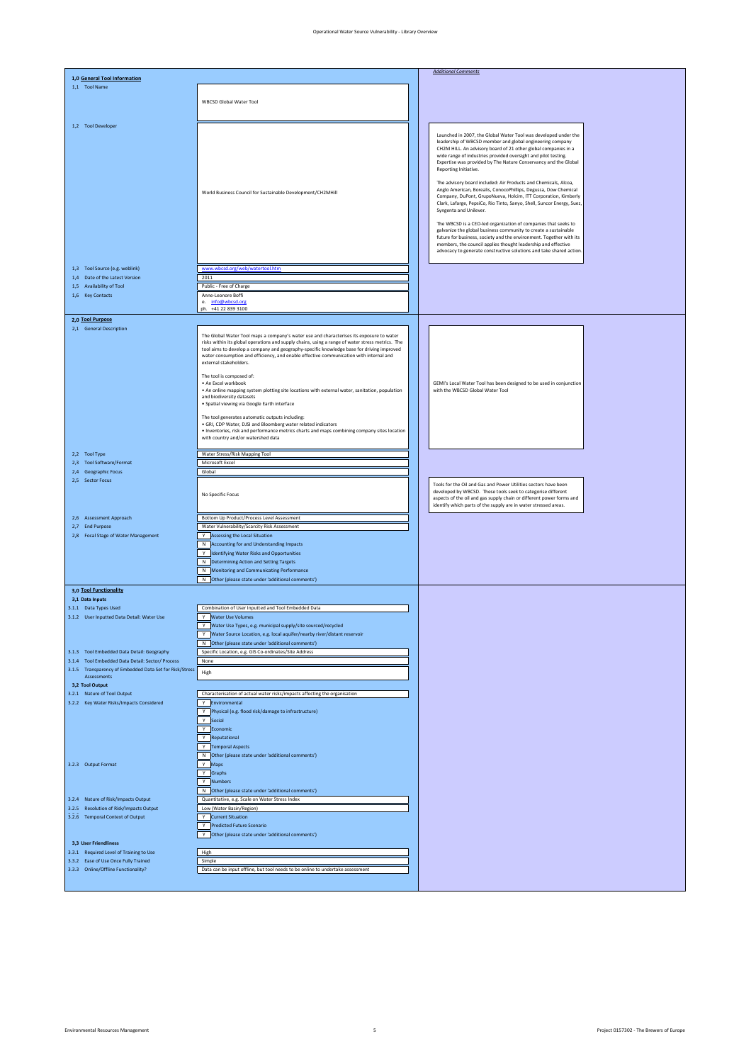Operational Water Source Vulnerability - Library Overview

| 1,0 General Tool Information | | *Additional Comments* |
|---|---|---|
| 1,1 Tool Name | WBCSD Global Water Tool | |
| 1,2 Tool Developer | World Business Council for Sustainable Development/CH2MHill | Launched in 2007, the Global Water Tool was developed under the leadership of WBCSD member and global engineering company CH2M HILL. An advisory board of 21 other global companies in a wide range of industries provided oversight and pilot testing. Expertise was provided by The Nature Conservancy and the Global Reporting Initiative.<br><br>The advisory board included: Air Products and Chemicals, Alcoa, Anglo American, Borealis, ConocoPhillips, Degussa, Dow Chemical Company, DuPont, GrupoNueva, Holcim, ITT Corporation, Kimberly Clark, Lafarge, PepsiCo, Rio Tinto, Sanyo, Shell, Suncor Energy, Suez, Syngenta and Unilever.<br><br>The WBCSD is a CEO-led organization of companies that seeks to galvanize the global business community to create a sustainable future for business, society and the environment. Together with its members, the council applies thought leadership and effective advocacy to generate constructive solutions and take shared action. |
| 1,3 Tool Source (e.g. weblink) | www.wbcsd.org/web/watertool.htm | |
| 1,4 Date of the Latest Version | 2011 | |
| 1,5 Availability of Tool | Public - Free of Charge | |
| 1,6 Key Contacts | Anne-Leonore Boffi<br>e. info@wbcsd.org<br>ph. +41 22 839 3100 | |
| **2,0 Tool Purpose** | | |
| 2,1 General Description | The Global Water Tool maps a company's water use and characterises its exposure to water risks within its global operations and supply chains, using a range of water stress metrics. The tool aims to develop a company and geography-specific knowledge base for driving improved water consumption and efficiency, and enable effective communication with internal and external stakeholders.<br><br>The tool is composed of:<br>• An Excel workbook<br>• An online mapping system plotting site locations with external water, sanitation, population and biodiversity datasets<br>• Spatial viewing via Google Earth interface<br><br>The tool generates automatic outputs including:<br>• GRI, CDP Water, DJSI and Bloomberg water related indicators<br>• Inventories, risk and performance metrics charts and maps combining company sites location with country and/or watershed data | GEMI's Local Water Tool has been designed to be used in conjunction with the WBCSD Global Water Tool |
| 2,2 Tool Type | Water Stress/Risk Mapping Tool | |
| 2,3 Tool Software/Format | Microsoft Excel | |
| 2,4 Geographic Focus | Global | |
| 2,5 Sector Focus | No Specific Focus | Tools for the Oil and Gas and Power Utilities sectors have been developed by WBCSD. These tools seek to categorise different aspects of the oil and gas supply chain or different power forms and identify which parts of the supply are in water stressed areas. |
| 2,6 Assessment Approach | Bottom Up Product/Process Level Assessment | |
| 2,7 End Purpose | Water Vulnerability/Scarcity Risk Assessment | |
| 2,8 Focal Stage of Water Management | Y Assessing the Local Situation<br>N Accounting for and Understanding Impacts<br>Y Identifying Water Risks and Opportunities<br>N Determining Action and Setting Targets<br>N Monitoring and Communicating Performance<br>N Other (please state under 'additional comments') | |
| **3,0 Tool Functionality** | | |
| **3,1 Data Inputs** | | |
| 3.1.1 Data Types Used | Combination of User inputted and Tool Embedded Data | |
| 3.1.2 User Inputted Data Detail: Water Use | Y Water Use Volumes<br>Y Water Use Types, e.g. municipal supply/site sourced/recycled<br>Y Water Source Location, e.g. local aquifer/nearby river/distant reservoir<br>N Other (please state under 'additional comments') | |
| 3.1.3 Tool Embedded Data Detail: Geography | Specific Location, e.g. GIS Co-ordinates/Site Address | |
| 3.1.4 Tool Embedded Data Detail: Sector/ Process | None | |
| 3.1.5 Transparency of Embedded Data Set for Risk/Stress Assessments | High | |
| **3,2 Tool Output** | | |
| 3.2.1 Nature of Tool Output | Characterisation of actual water risks/impacts affecting the organisation | |
| 3.2.2 Key Water Risks/Impacts Considered | Y Environmental<br>Y Physical (e.g. flood risk/damage to infrastructure)<br>Y Social<br>Y Economic<br>Y Reputational<br>Y Temporal Aspects<br>N Other (please state under 'additional comments') | |
| 3.2.3 Output Format | Y Maps<br>Y Graphs<br>Y Numbers<br>N Other (please state under 'additional comments') | |
| 3.2.4 Nature of Risk/Impacts Output | Quantitative, e.g. Scale on Water Stress Index | |
| 3.2.5 Resolution of Risk/Impacts Output | Low (Water Basin/Region) | |
| 3.2.6 Temporal Context of Output | Y Current Situation<br>Y Predicted Future Scenario<br>Y Other (please state under 'additional comments') | |
| **3,3 User Friendliness** | | |
| 3.3.1 Required Level of Training to Use | High | |
| 3.3.2 Ease of Use Once Fully Trained | Simple | |
| 3.3.3 Online/Offline Functionality? | Data can be input offline, but tool needs to be online to undertake assessment | |

Environmental Resources Management — Project 0157302 - The Brewers of Europe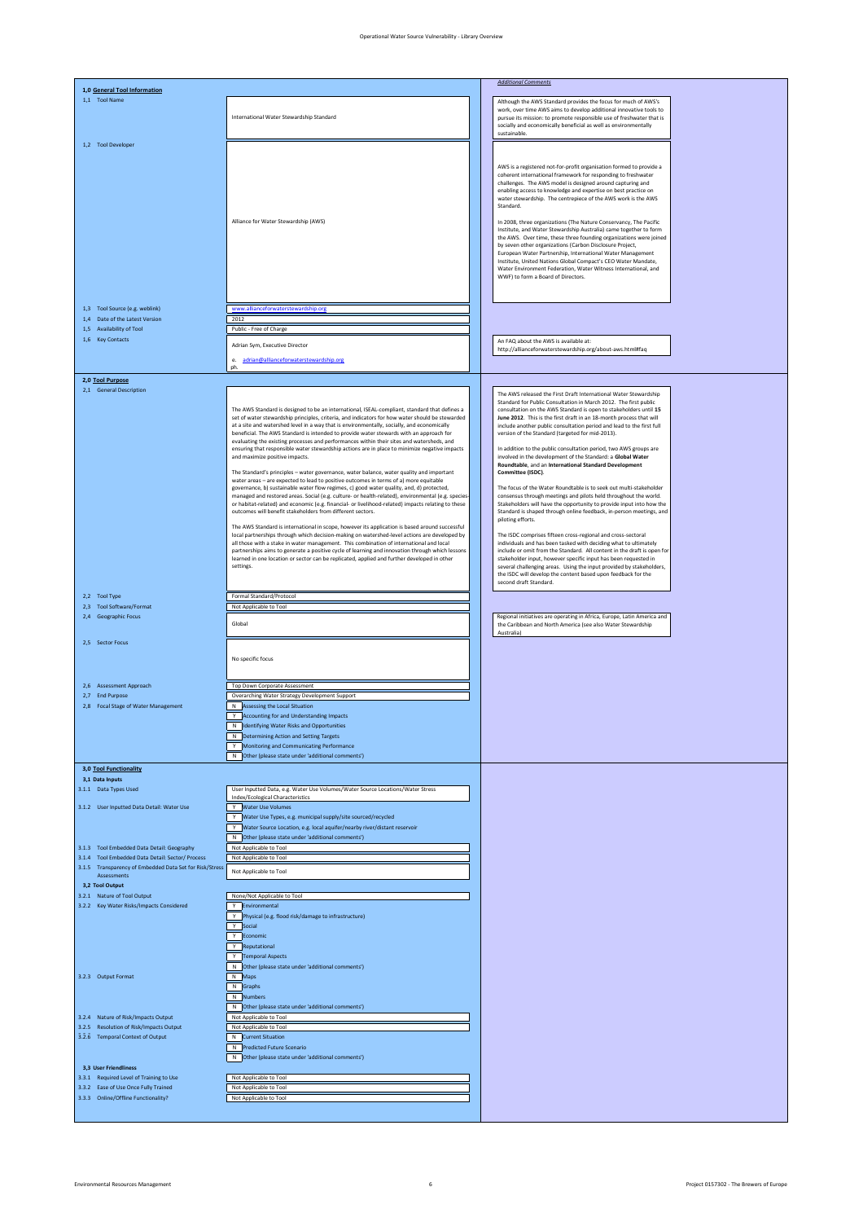## 1,0 General Tool Information

| Field | Value | Additional Comments |
|---|---|---|
| 1,1 Tool Name | International Water Stewardship Standard | Although the AWS Standard provides the focus for much of AWS's work, over time AWS aims to develop additional innovative tools to pursue its mission: to promote responsible use of freshwater that is socially and economically beneficial as well as environmentally sustainable. |
| 1,2 Tool Developer | Alliance for Water Stewardship (AWS) | AWS is a registered not-for-profit organisation formed to provide a coherent international framework for responding to freshwater challenges. The AWS model is designed around capturing and enabling access to knowledge and expertise on best practice on water stewardship. The centrepiece of the AWS work is the AWS Standard.<br><br>In 2008, three organizations (The Nature Conservancy, The Pacific Institute, and Water Stewardship Australia) came together to form the AWS. Over time, these three founding organizations were joined by seven other organizations (Carbon Disclosure Project, European Water Partnership, International Water Management Institute, United Nations Global Compact's CEO Water Mandate, Water Environment Federation, Water Witness International, and WWF) to form a Board of Directors. |
| 1,3 Tool Source (e.g. weblink) | www.allianceforwaterstewardship.org | |
| 1,4 Date of the Latest Version | 2012 | |
| 1,5 Availability of Tool | Public - Free of Charge | |
| 1,6 Key Contacts | Adrian Sym, Executive Director<br><br>e. adrian@allianceforwaterstewardship.org<br>ph. | An FAQ about the AWS is available at: http://allianceforwaterstewardship.org/about-aws.html#faq |

## 2,0 Tool Purpose

| Field | Value | Additional Comments |
|---|---|---|
| 2,1 General Description | The AWS Standard is designed to be an international, ISEAL-compliant, standard that defines a set of water stewardship principles, criteria, and indicators for how water should be stewarded at a site and watershed level in a way that is environmentally, socially, and economically beneficial. The AWS Standard is intended to provide water stewards with an approach for evaluating the existing processes and performances within their sites and watersheds, and ensuring that responsible water stewardship actions are in place to minimize negative impacts and maximize positive impacts.<br><br>The Standard's principles – water governance, water balance, water quality and important water areas – are expected to lead to positive outcomes in terms of a) more equitable governance, b) sustainable water flow regimes, c) good water quality, and, d) protected, managed and restored areas. Social (e.g. culture- or health-related), environmental (e.g. species- or habitat-related) and economic (e.g. financial- or livelihood-related) impacts relating to these outcomes will benefit stakeholders from different sectors.<br><br>The AWS Standard is international in scope, however its application is based around successful local partnerships through which decision-making on watershed-level actions are developed by all those with a stake in water management. This combination of international and local partnerships aims to generate a positive cycle of learning and innovation through which lessons learned in one location or sector can be replicated, applied and further developed in other settings. | The AWS released the First Draft International Water Stewardship Standard for Public Consultation in March 2012. The first public consultation on the AWS Standard is open to stakeholders until **15 June 2012**. This is the first draft in an 18-month process that will include another public consultation period and lead to the first full version of the Standard (targeted for mid-2013).<br><br>In addition to the public consultation period, two AWS groups are involved in the development of the Standard: a **Global Water Roundtable**, and an **International Standard Development Committee (ISDC)**.<br><br>The focus of the Water Roundtable is to seek out multi-stakeholder consensus through meetings and pilots held throughout the world. Stakeholders will have the opportunity to provide input into how the Standard is shaped through online feedback, in-person meetings, and piloting efforts.<br><br>The ISDC comprises fifteen cross-regional and cross-sectoral individuals and has been tasked with deciding what to ultimately include or omit from the Standard. All content in the draft is open for stakeholder input, however specific input has been requested in several challenging areas. Using the input provided by stakeholders, the ISDC will develop the content based upon feedback for the second draft Standard. |
| 2,2 Tool Type | Formal Standard/Protocol | |
| 2,3 Tool Software/Format | Not Applicable to Tool | |
| 2,4 Geographic Focus | Global | Regional initiatives are operating in Africa, Europe, Latin America and the Caribbean and North America (see also Water Stewardship Australia) |
| 2,5 Sector Focus | No specific focus | |
| 2,6 Assessment Approach | Top Down Corporate Assessment | |
| 2,7 End Purpose | Overarching Water Strategy Development Support | |
| 2,8 Focal Stage of Water Management | N Assessing the Local Situation<br>Y Accounting for and Understanding Impacts<br>N Identifying Water Risks and Opportunities<br>N Determining Action and Setting Targets<br>Y Monitoring and Communicating Performance<br>N Other (please state under 'additional comments') | |

## 3,0 Tool Functionality

### 3,1 Data Inputs

| Field | Value |
|---|---|
| 3.1.1 Data Types Used | User Inputted Data, e.g. Water Use Volumes/Water Source Locations/Water Stress Index/Ecological Characteristics |
| 3.1.2 User Inputted Data Detail: Water Use | Y Water Use Volumes<br>Y Water Use Types, e.g. municipal supply/site sourced/recycled<br>Y Water Source Location, e.g. local aquifer/nearby river/distant reservoir<br>N Other (please state under 'additional comments') |
| 3.1.3 Tool Embedded Data Detail: Geography | Not Applicable to Tool |
| 3.1.4 Tool Embedded Data Detail: Sector/ Process | Not Applicable to Tool |
| 3.1.5 Transparency of Embedded Data Set for Risk/Stress Assessments | Not Applicable to Tool |

### 3,2 Tool Output

| Field | Value |
|---|---|
| 3.2.1 Nature of Tool Output | None/Not Applicable to Tool |
| 3.2.2 Key Water Risks/Impacts Considered | Y Environmental<br>Y Physical (e.g. flood risk/damage to infrastructure)<br>Y Social<br>Y Economic<br>Y Reputational<br>Y Temporal Aspects<br>N Other (please state under 'additional comments') |
| 3.2.3 Output Format | N Maps<br>N Graphs<br>N Numbers<br>N Other (please state under 'additional comments') |
| 3.2.4 Nature of Risk/Impacts Output | Not Applicable to Tool |
| 3.2.5 Resolution of Risk/Impacts Output | Not Applicable to Tool |
| 3.2.6 Temporal Context of Output | N Current Situation<br>N Predicted Future Scenario<br>N Other (please state under 'additional comments') |

### 3,3 User Friendliness

| Field | Value |
|---|---|
| 3.3.1 Required Level of Training to Use | Not Applicable to Tool |
| 3.3.2 Ease of Use Once Fully Trained | Not Applicable to Tool |
| 3.3.3 Online/Offline Functionality? | Not Applicable to Tool |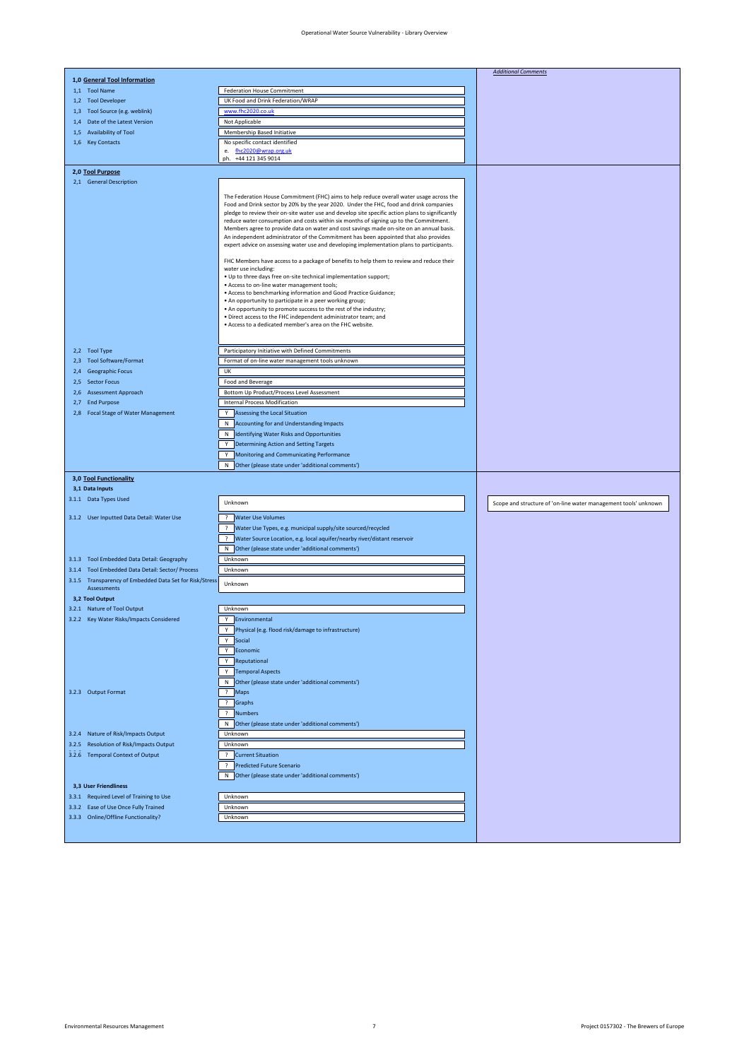# Operational Water Source Vulnerability - Library Overview

*Additional Comments*

## 1,0 General Tool Information

| | | |
|---|---|---|
| 1,1 Tool Name | Federation House Commitment | |
| 1,2 Tool Developer | UK Food and Drink Federation/WRAP | |
| 1,3 Tool Source (e.g. weblink) | www.fhc2020.co.uk | |
| 1,4 Date of the Latest Version | Not Applicable | |
| 1,5 Availability of Tool | Membership Based Initiative | |
| 1,6 Key Contacts | No specific contact identified<br>e. fhc2020@wrap.org.uk<br>ph. +44 121 345 9014 | |

## 2,0 Tool Purpose

2,1 General Description

The Federation House Commitment (FHC) aims to help reduce overall water usage across the Food and Drink sector by 20% by the year 2020. Under the FHC, food and drink companies pledge to review their on-site water use and develop site specific action plans to significantly reduce water consumption and costs within six months of signing up to the Commitment. Members agree to provide data on water and cost savings made on-site on an annual basis. An independent administrator of the Commitment has been appointed that also provides expert advice on assessing water use and developing implementation plans to participants.

FHC Members have access to a package of benefits to help them to review and reduce their water use including:

- Up to three days free on-site technical implementation support;
- Access to on-line water management tools;
- Access to benchmarking information and Good Practice Guidance;
- An opportunity to participate in a peer working group;
- An opportunity to promote success to the rest of the industry;
- Direct access to the FHC independent administrator team; and
- Access to a dedicated member's area on the FHC website.

| | | |
|---|---|---|
| 2,2 Tool Type | Participatory Initiative with Defined Commitments | |
| 2,3 Tool Software/Format | Format of on-line water management tools unknown | |
| 2,4 Geographic Focus | UK | |
| 2,5 Sector Focus | Food and Beverage | |
| 2,6 Assessment Approach | Bottom Up Product/Process Level Assessment | |
| 2,7 End Purpose | Internal Process Modification | |
| 2,8 Focal Stage of Water Management | Y Assessing the Local Situation | |
| | N Accounting for and Understanding Impacts | |
| | N Identifying Water Risks and Opportunities | |
| | Y Determining Action and Setting Targets | |
| | Y Monitoring and Communicating Performance | |
| | N Other (please state under 'additional comments') | |

## 3,0 Tool Functionality

### 3,1 Data Inputs

| | | |
|---|---|---|
| 3.1.1 Data Types Used | Unknown | Scope and structure of 'on-line water management tools' unknown |
| 3.1.2 User Inputted Data Detail: Water Use | ? Water Use Volumes | |
| | ? Water Use Types, e.g. municipal supply/site sourced/recycled | |
| | ? Water Source Location, e.g. local aquifer/nearby river/distant reservoir | |
| | N Other (please state under 'additional comments') | |
| 3.1.3 Tool Embedded Data Detail: Geography | Unknown | |
| 3.1.4 Tool Embedded Data Detail: Sector/ Process | Unknown | |
| 3.1.5 Transparency of Embedded Data Set for Risk/Stress Assessments | Unknown | |

### 3,2 Tool Output

| | | |
|---|---|---|
| 3.2.1 Nature of Tool Output | Unknown | |
| 3.2.2 Key Water Risks/Impacts Considered | Y Environmental | |
| | Y Physical (e.g. flood risk/damage to infrastructure) | |
| | Y Social | |
| | Y Economic | |
| | Y Reputational | |
| | Y Temporal Aspects | |
| | N Other (please state under 'additional comments') | |
| 3.2.3 Output Format | ? Maps | |
| | ? Graphs | |
| | ? Numbers | |
| | N Other (please state under 'additional comments') | |
| 3.2.4 Nature of Risk/Impacts Output | Unknown | |
| 3.2.5 Resolution of Risk/Impacts Output | Unknown | |
| 3.2.6 Temporal Context of Output | ? Current Situation | |
| | ? Predicted Future Scenario | |
| | N Other (please state under 'additional comments') | |

### 3,3 User Friendliness

| | | |
|---|---|---|
| 3.3.1 Required Level of Training to Use | Unknown | |
| 3.3.2 Ease of Use Once Fully Trained | Unknown | |
| 3.3.3 Online/Offline Functionality? | Unknown | |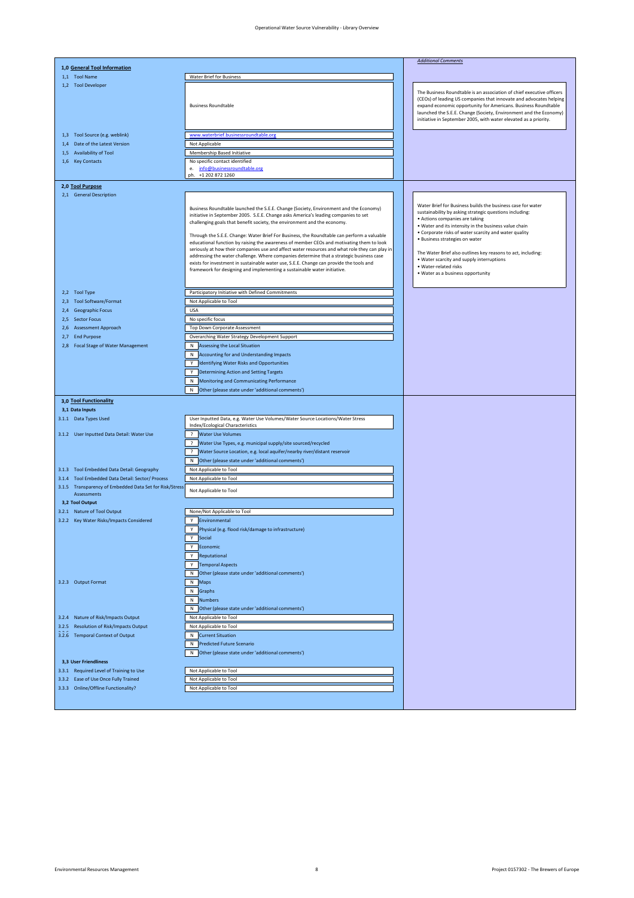Operational Water Source Vulnerability - Library Overview

## 1,0 General Tool Information

| Field | Value | Additional Comments |
|---|---|---|
| 1,1 Tool Name | Water Brief for Business | |
| 1,2 Tool Developer | Business Roundtable | The Business Roundtable is an association of chief executive officers (CEOs) of leading US companies that innovate and advocates helping expand economic opportunity for Americans. Business Roundtable launched the S.E.E. Change (Society, Environment and the Economy) initiative in September 2005, with water elevated as a priority. |
| 1,3 Tool Source (e.g. weblink) | www.waterbrief.businessroundtable.org | |
| 1,4 Date of the Latest Version | Not Applicable | |
| 1,5 Availability of Tool | Membership Based Initiative | |
| 1,6 Key Contacts | No specific contact identified<br>e. info@businessroundtable.org<br>ph. +1 202 872 1260 | |

## 2,0 Tool Purpose

**2,1 General Description**

Business Roundtable launched the S.E.E. Change (Society, Environment and the Economy) initiative in September 2005. S.E.E. Change asks America's leading companies to set challenging goals that benefit society, the environment and the economy.

Through the S.E.E. Change: Water Brief For Business, the Roundtable can perform a valuable educational function by raising the awareness of member CEOs and motivating them to look seriously at how their companies use and affect water resources and what role they can play in addressing the water challenge. Where companies determine that a strategic business case exists for investment in sustainable water use, S.E.E. Change can provide the tools and framework for designing and implementing a sustainable water initiative.

*Additional Comments:*

Water Brief for Business builds the business case for water sustainability by asking strategic questions including:
- Actions companies are taking
- Water and its intensity in the business value chain
- Corporate risks of water scarcity and water quality
- Business strategies on water

The Water Brief also outlines key reasons to act, including:
- Water scarcity and supply interruptions
- Water-related risks
- Water as a business opportunity

| Field | Value |
|---|---|
| 2,2 Tool Type | Participatory Initiative with Defined Commitments |
| 2,3 Tool Software/Format | Not Applicable to Tool |
| 2,4 Geographic Focus | USA |
| 2,5 Sector Focus | No specific focus |
| 2,6 Assessment Approach | Top Down Corporate Assessment |
| 2,7 End Purpose | Overarching Water Strategy Development Support |
| 2,8 Focal Stage of Water Management | N Assessing the Local Situation<br>N Accounting for and Understanding Impacts<br>Y Identifying Water Risks and Opportunities<br>Y Determining Action and Setting Targets<br>N Monitoring and Communicating Performance<br>N Other (please state under 'additional comments') |

## 3,0 Tool Functionality

### 3,1 Data Inputs

| Field | Value |
|---|---|
| 3.1.1 Data Types Used | User Inputted Data, e.g. Water Use Volumes/Water Source Locations/Water Stress Index/Ecological Characteristics |
| 3.1.2 User Inputted Data Detail: Water Use | ? Water Use Volumes<br>? Water Use Types, e.g. municipal supply/site sourced/recycled<br>? Water Source Location, e.g. local aquifer/nearby river/distant reservoir<br>N Other (please state under 'additional comments') |
| 3.1.3 Tool Embedded Data Detail: Geography | Not Applicable to Tool |
| 3.1.4 Tool Embedded Data Detail: Sector/ Process | Not Applicable to Tool |
| 3.1.5 Transparency of Embedded Data Set for Risk/Stress Assessments | Not Applicable to Tool |

### 3,2 Tool Output

| Field | Value |
|---|---|
| 3.2.1 Nature of Tool Output | None/Not Applicable to Tool |
| 3.2.2 Key Water Risks/Impacts Considered | Y Environmental<br>Y Physical (e.g. flood risk/damage to infrastructure)<br>Y Social<br>Y Economic<br>Y Reputational<br>Y Temporal Aspects<br>N Other (please state under 'additional comments') |
| 3.2.3 Output Format | N Maps<br>N Graphs<br>N Numbers<br>N Other (please state under 'additional comments') |
| 3.2.4 Nature of Risk/Impacts Output | Not Applicable to Tool |
| 3.2.5 Resolution of Risk/Impacts Output | Not Applicable to Tool |
| 3.2.6 Temporal Context of Output | N Current Situation<br>N Predicted Future Scenario<br>N Other (please state under 'additional comments') |

### 3,3 User Friendliness

| Field | Value |
|---|---|
| 3.3.1 Required Level of Training to Use | Not Applicable to Tool |
| 3.3.2 Ease of Use Once Fully Trained | Not Applicable to Tool |
| 3.3.3 Online/Offline Functionality? | Not Applicable to Tool |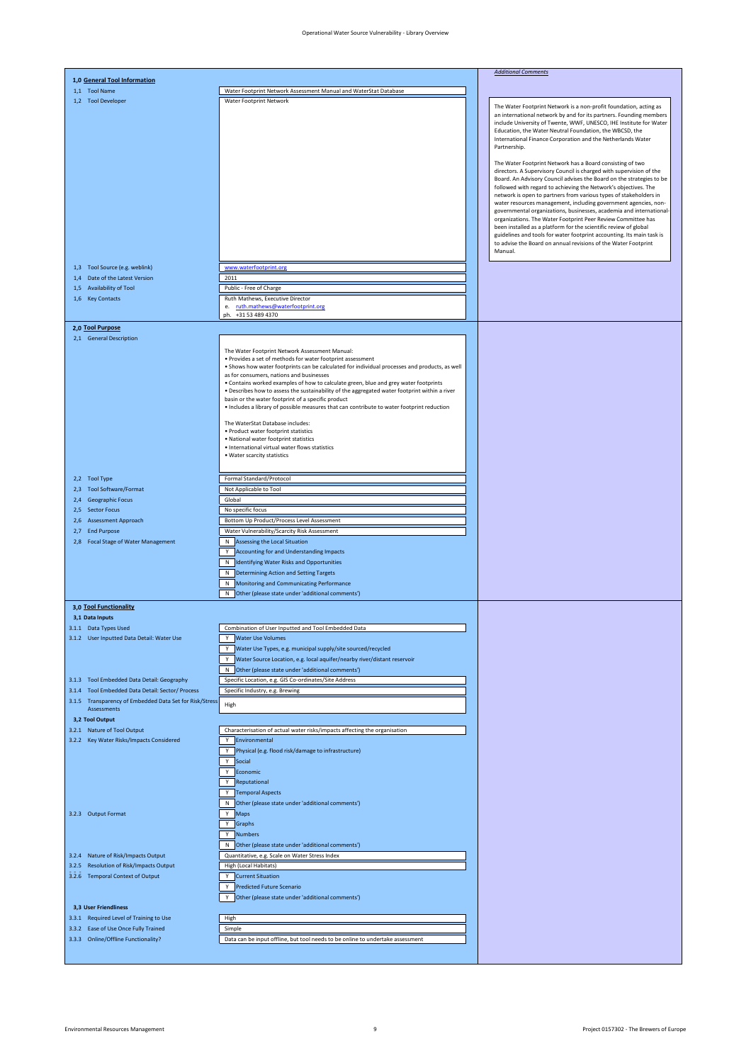# Operational Water Source Vulnerability - Library Overview

## 1,0 General Tool Information

| Field | Value | Additional Comments |
|---|---|---|
| 1,1 Tool Name | Water Footprint Network Assessment Manual and WaterStat Database | |
| 1,2 Tool Developer | Water Footprint Network | The Water Footprint Network is a non-profit foundation, acting as an international network by and for its partners. Founding members include University of Twente, WWF, UNESCO, IHE Institute for Water Education, the Water Neutral Foundation, the WBCSD, the International Finance Corporation and the Netherlands Water Partnership.<br><br>The Water Footprint Network has a Board consisting of two directors. A Supervisory Council is charged with supervision of the Board. An Advisory Council advises the Board on the strategies to be followed with regard to achieving the Network's objectives. The network is open to partners from various types of stakeholders in water resources management, including government agencies, non-governmental organizations, businesses, academia and international-organizations. The Water Footprint Peer Review Committee has been installed as a platform for the scientific review of global guidelines and tools for water footprint accounting. Its main task is to advise the Board on annual revisions of the Water Footprint Manual. |
| 1,3 Tool Source (e.g. weblink) | www.waterfootprint.org | |
| 1,4 Date of the Latest Version | 2011 | |
| 1,5 Availability of Tool | Public - Free of Charge | |
| 1,6 Key Contacts | Ruth Mathews, Executive Director<br>e. ruth.mathews@waterfootprint.org<br>ph. +31 53 489 4370 | |

## 2,0 Tool Purpose

**2,1 General Description**

The Water Footprint Network Assessment Manual:

- Provides a set of methods for water footprint assessment
- Shows how water footprints can be calculated for individual processes and products, as well as for consumers, nations and businesses
- Contains worked examples of how to calculate green, blue and grey water footprints
- Describes how to assess the sustainability of the aggregated water footprint within a river basin or the water footprint of a specific product
- Includes a library of possible measures that can contribute to water footprint reduction

The WaterStat Database includes:

- Product water footprint statistics
- National water footprint statistics
- International virtual water flows statistics
- Water scarcity statistics

| Field | Value |
|---|---|
| 2,2 Tool Type | Formal Standard/Protocol |
| 2,3 Tool Software/Format | Not Applicable to Tool |
| 2,4 Geographic Focus | Global |
| 2,5 Sector Focus | No specific focus |
| 2,6 Assessment Approach | Bottom Up Product/Process Level Assessment |
| 2,7 End Purpose | Water Vulnerability/Scarcity Risk Assessment |

**2,8 Focal Stage of Water Management**

- N — Assessing the Local Situation
- Y — Accounting for and Understanding Impacts
- N — Identifying Water Risks and Opportunities
- N — Determining Action and Setting Targets
- N — Monitoring and Communicating Performance
- N — Other (please state under 'additional comments')

## 3,0 Tool Functionality

### 3,1 Data Inputs

**3.1.1 Data Types Used:** Combination of User Inputted and Tool Embedded Data

**3.1.2 User Inputted Data Detail: Water Use**

- Y — Water Use Volumes
- Y — Water Use Types, e.g. municipal supply/site sourced/recycled
- Y — Water Source Location, e.g. local aquifer/nearby river/distant reservoir
- N — Other (please state under 'additional comments')

| Field | Value |
|---|---|
| 3.1.3 Tool Embedded Data Detail: Geography | Specific Location, e.g. GIS Co-ordinates/Site Address |
| 3.1.4 Tool Embedded Data Detail: Sector/ Process | Specific Industry, e.g. Brewing |
| 3.1.5 Transparency of Embedded Data Set for Risk/Stress Assessments | High |

### 3,2 Tool Output

**3.2.1 Nature of Tool Output:** Characterisation of actual water risks/impacts affecting the organisation

**3.2.2 Key Water Risks/Impacts Considered**

- Y — Environmental
- Y — Physical (e.g. flood risk/damage to infrastructure)
- Y — Social
- Y — Economic
- Y — Reputational
- Y — Temporal Aspects
- N — Other (please state under 'additional comments')

**3.2.3 Output Format**

- Y — Maps
- Y — Graphs
- Y — Numbers
- N — Other (please state under 'additional comments')

| Field | Value |
|---|---|
| 3.2.4 Nature of Risk/Impacts Output | Quantitative, e.g. Scale on Water Stress Index |
| 3.2.5 Resolution of Risk/Impacts Output | High (Local Habitats) |

**3.2.6 Temporal Context of Output**

- Y — Current Situation
- Y — Predicted Future Scenario
- Y — Other (please state under 'additional comments')

### 3,3 User Friendliness

| Field | Value |
|---|---|
| 3.3.1 Required Level of Training to Use | High |
| 3.3.2 Ease of Use Once Fully Trained | Simple |
| 3.3.3 Online/Offline Functionality? | Data can be input offline, but tool needs to be online to undertake assessment |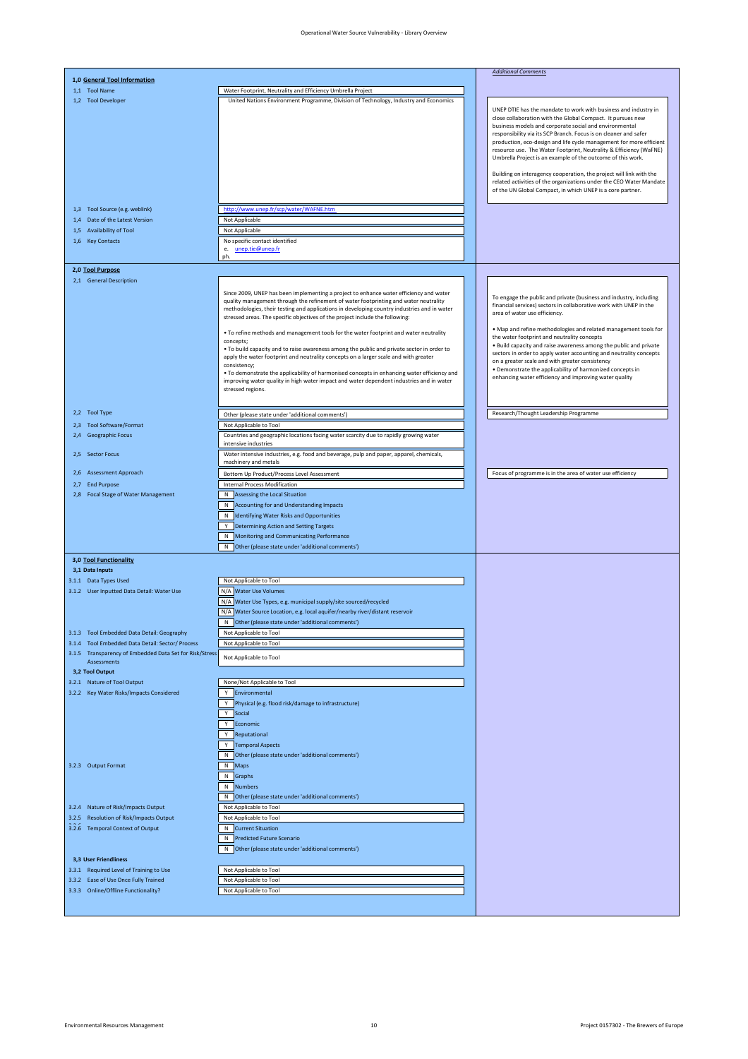# Operational Water Source Vulnerability - Library Overview

| | | *Additional Comments* |
|---|---|---|
| **1,0 General Tool Information** | | |
| 1,1 Tool Name | Water Footprint, Neutrality and Efficiency Umbrella Project | |
| 1,2 Tool Developer | United Nations Environment Programme, Division of Technology, Industry and Economics | UNEP DTIE has the mandate to work with business and industry in close collaboration with the Global Compact. It pursues new business models and corporate social and environmental responsibility via its SCP Branch. Focus is on cleaner and safer production, eco-design and life cycle management for more efficient resource use. The Water Footprint, Neutrality & Efficiency (WaFNE) Umbrella Project is an example of the outcome of this work.<br><br>Building on interagency cooperation, the project will link with the related activities of the organizations under the CEO Water Mandate of the UN Global Compact, in which UNEP is a core partner. |
| 1,3 Tool Source (e.g. weblink) | http://www.unep.fr/scp/water/WAFNE.htm | |
| 1,4 Date of the Latest Version | Not Applicable | |
| 1,5 Availability of Tool | Not Applicable | |
| 1,6 Key Contacts | No specific contact identified<br>e. unep.tie@unep.fr<br>ph. | |
| **2,0 Tool Purpose** | | |
| 2,1 General Description | Since 2009, UNEP has been implementing a project to enhance water efficiency and water quality management through the refinement of water footprinting and water neutrality methodologies, their testing and applications in developing country industries and in water stressed areas. The specific objectives of the project include the following:<br><br>• To refine methods and management tools for the water footprint and water neutrality concepts;<br>• To build capacity and to raise awareness among the public and private sector in order to apply the water footprint and neutrality concepts on a larger scale and with greater consistency;<br>• To demonstrate the applicability of harmonised concepts in enhancing water efficiency and improving water quality in high water impact and water dependent industries and in water stressed regions. | To engage the public and private (business and industry, including financial services) sectors in collaborative work with UNEP in the area of water use efficiency.<br><br>• Map and refine methodologies and related management tools for the water footprint and neutrality concepts<br>• Build capacity and raise awareness among the public and private sectors in order to apply water accounting and neutrality concepts on a greater scale and with greater consistency<br>• Demonstrate the applicability of harmonized concepts in enhancing water efficiency and improving water quality |
| 2,2 Tool Type | Other (please state under 'additional comments') | Research/Thought Leadership Programme |
| 2,3 Tool Software/Format | Not Applicable to Tool | |
| 2,4 Geographic Focus | Countries and geographic locations facing water scarcity due to rapidly growing water intensive industries | |
| 2,5 Sector Focus | Water intensive industries, e.g. food and beverage, pulp and paper, apparel, chemicals, machinery and metals | |
| 2,6 Assessment Approach | Bottom Up Product/Process Level Assessment | Focus of programme is in the area of water use efficiency |
| 2,7 End Purpose | Internal Process Modification | |
| 2,8 Focal Stage of Water Management | N Assessing the Local Situation<br>N Accounting for and Understanding Impacts<br>N Identifying Water Risks and Opportunities<br>Y Determining Action and Setting Targets<br>N Monitoring and Communicating Performance<br>N Other (please state under 'additional comments') | |
| **3,0 Tool Functionality** | | |
| **3,1 Data Inputs** | | |
| 3.1.1 Data Types Used | Not Applicable to Tool | |
| 3.1.2 User Inputted Data Detail: Water Use | N/A Water Use Volumes<br>N/A Water Use Types, e.g. municipal supply/site sourced/recycled<br>N/A Water Source Location, e.g. local aquifer/nearby river/distant reservoir<br>N Other (please state under 'additional comments') | |
| 3.1.3 Tool Embedded Data Detail: Geography | Not Applicable to Tool | |
| 3.1.4 Tool Embedded Data Detail: Sector/ Process | Not Applicable to Tool | |
| 3.1.5 Transparency of Embedded Data Set for Risk/Stress Assessments | Not Applicable to Tool | |
| **3,2 Tool Output** | | |
| 3.2.1 Nature of Tool Output | None/Not Applicable to Tool | |
| 3.2.2 Key Water Risks/Impacts Considered | Y Environmental<br>Y Physical (e.g. flood risk/damage to infrastructure)<br>Y Social<br>Y Economic<br>Y Reputational<br>Y Temporal Aspects<br>N Other (please state under 'additional comments') | |
| 3.2.3 Output Format | N Maps<br>N Graphs<br>N Numbers<br>N Other (please state under 'additional comments') | |
| 3.2.4 Nature of Risk/Impacts Output | Not Applicable to Tool | |
| 3.2.5 Resolution of Risk/Impacts Output | Not Applicable to Tool | |
| 3.2.6 Temporal Context of Output | N Current Situation<br>N Predicted Future Scenario<br>N Other (please state under 'additional comments') | |
| **3,3 User Friendliness** | | |
| 3.3.1 Required Level of Training to Use | Not Applicable to Tool | |
| 3.3.2 Ease of Use Once Fully Trained | Not Applicable to Tool | |
| 3.3.3 Online/Offline Functionality? | Not Applicable to Tool | |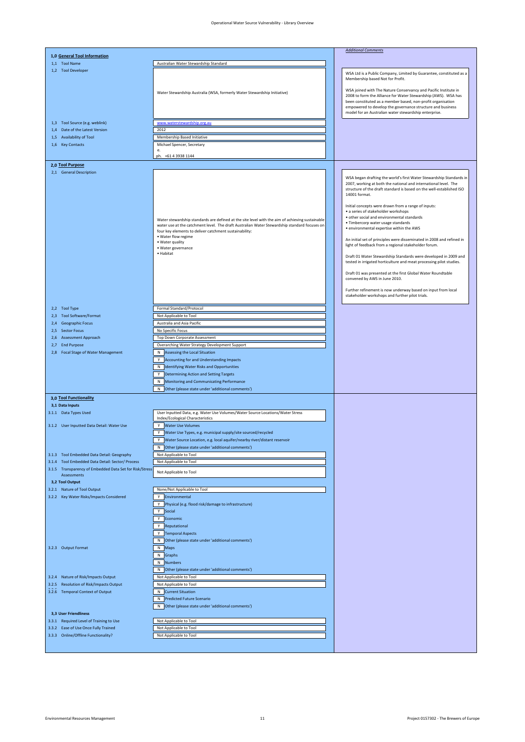# Operational Water Source Vulnerability - Library Overview

| | | *Additional Comments* |
|---|---|---|
| **1,0 General Tool Information** | | |
| 1,1 Tool Name | Australian Water Stewardship Standard | |
| 1,2 Tool Developer | Water Stewardship Australia (WSA, formerly Water Stewardship Initiative) | WSA Ltd is a Public Company, Limited by Guarantee, constituted as a Membership based Not for Profit.<br><br>WSA joined with The Nature Conservancy and Pacific Institute in 2008 to form the Alliance for Water Stewardship (AWS). WSA has been constituted as a member based, non-profit organisation empowered to develop the governance structure and business model for an Australian water stewardship enterprise. |
| 1,3 Tool Source (e.g. weblink) | www.waterstewardship.org.au | |
| 1,4 Date of the Latest Version | 2012 | |
| 1,5 Availability of Tool | Membership Based Initiative | |
| 1,6 Key Contacts | Michael Spencer, Secretary<br>e.<br>ph. +61 4 3938 1144 | |
| **2,0 Tool Purpose** | | |
| 2,1 General Description | Water stewardship standards are defined at the site level with the aim of achieving sustainable water use at the catchment level. The draft Australian Water Stewardship standard focuses on four key elements to deliver catchment sustainability:<br>• Water flow regime<br>• Water quality<br>• Water governance<br>• Habitat | WSA began drafting the world's first Water Stewardship Standards in 2007, working at both the national and international level. The structure of the draft standard is based on the well-established ISO 14001 format.<br><br>Initial concepts were drawn from a range of inputs:<br>• a series of stakeholder workshops<br>• other social and environmental standards<br>• Timbercorp water usage standards<br>• environmental expertise within the AWS<br><br>An initial set of principles were disseminated in 2008 and refined in light of feedback from a regional stakeholder forum.<br><br>Draft 01 Water Stewardship Standards were developed in 2009 and tested in irrigated horticulture and meat processing pilot studies.<br><br>Draft 01 was presented at the first Global Water Roundtable convened by AWS in June 2010.<br><br>Further refinement is now underway based on input from local stakeholder workshops and further pilot trials. |
| 2,2 Tool Type | Formal Standard/Protocol | |
| 2,3 Tool Software/Format | Not Applicable to Tool | |
| 2,4 Geographic Focus | Australia and Asia Pacific | |
| 2,5 Sector Focus | No Specific Focus | |
| 2,6 Assessment Approach | Top Down Corporate Assessment | |
| 2,7 End Purpose | Overarching Water Strategy Development Support | |
| 2,8 Focal Stage of Water Management | N Assessing the Local Situation<br>Y Accounting for and Understanding Impacts<br>N Identifying Water Risks and Opportunities<br>Y Determining Action and Setting Targets<br>N Monitoring and Communicating Performance<br>N Other (please state under 'additional comments') | |
| **3,0 Tool Functionality** | | |
| **3,1 Data Inputs** | | |
| 3.1.1 Data Types Used | User Inputted Data, e.g. Water Use Volumes/Water Source Locations/Water Stress Index/Ecological Characteristics | |
| 3.1.2 User Inputted Data Detail: Water Use | Y Water Use Volumes<br>Y Water Use Types, e.g. municipal supply/site sourced/recycled<br>Y Water Source Location, e.g. local aquifer/nearby river/distant reservoir<br>N Other (please state under 'additional comments') | |
| 3.1.3 Tool Embedded Data Detail: Geography | Not Applicable to Tool | |
| 3.1.4 Tool Embedded Data Detail: Sector/ Process | Not Applicable to Tool | |
| 3.1.5 Transparency of Embedded Data Set for Risk/Stress Assessments | Not Applicable to Tool | |
| **3,2 Tool Output** | | |
| 3.2.1 Nature of Tool Output | None/Not Applicable to Tool | |
| 3.2.2 Key Water Risks/Impacts Considered | Y Environmental<br>Y Physical (e.g. flood risk/damage to infrastructure)<br>Y Social<br>Y Economic<br>Y Reputational<br>Y Temporal Aspects<br>N Other (please state under 'additional comments') | |
| 3.2.3 Output Format | N Maps<br>N Graphs<br>N Numbers<br>N Other (please state under 'additional comments') | |
| 3.2.4 Nature of Risk/Impacts Output | Not Applicable to Tool | |
| 3.2.5 Resolution of Risk/Impacts Output | Not Applicable to Tool | |
| 3.2.6 Temporal Context of Output | N Current Situation<br>N Predicted Future Scenario<br>N Other (please state under 'additional comments') | |
| **3,3 User Friendliness** | | |
| 3.3.1 Required Level of Training to Use | Not Applicable to Tool | |
| 3.3.2 Ease of Use Once Fully Trained | Not Applicable to Tool | |
| 3.3.3 Online/Offline Functionality? | Not Applicable to Tool | |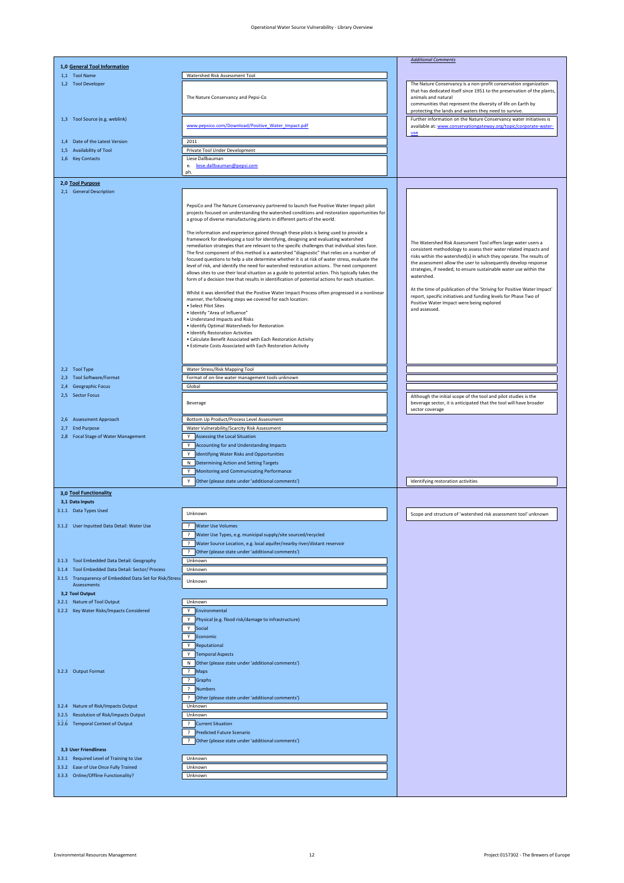Operational Water Source Vulnerability - Library Overview

| Item | Entry | Additional Comments |
|---|---|---|
| **1,0 General Tool Information** | | |
| 1,1 Tool Name | Watershed Risk Assessment Tool | |
| 1,2 Tool Developer | The Nature Conservancy and Pepsi-Co | The Nature Conservancy is a non-profit conservation organization that has dedicated itself since 1951 to the preservation of the plants, animals and natural communities that represent the diversity of life on Earth by protecting the lands and waters they need to survive. |
| 1,3 Tool Source (e.g. weblink) | www.pepsico.com/Download/Positive_Water_Impact.pdf | Further information on the Nature Conservancy water initiatives is available at: www.conservationgateway.org/topic/corporate-water-use |
| 1,4 Date of the Latest Version | 2011 | |
| 1,5 Availability of Tool | Private Tool Under Development | |
| 1,6 Key Contacts | Liese Dallbauman<br>e. liese.dallbauman@pepsi.com<br>ph. | |
| **2,0 Tool Purpose** | | |
| 2,1 General Description | PepsiCo and The Nature Conservancy partnered to launch five Positive Water Impact pilot projects focused on understanding the watershed conditions and restoration opportunities for a group of diverse manufacturing plants in different parts of the world.<br><br>The information and experience gained through these pilots is being used to provide a framework for developing a tool for identifying, designing and evaluating watershed remediation strategies that are relevant to the specific challenges that individual sites face. The first component of this method is a watershed "diagnostic" that relies on a number of focused questions to help a site determine whether it is at risk of water stress, evaluate the level of risk, and identify the need for watershed restoration actions. The next component allows sites to use their local situation as a guide to potential action. This typically takes the form of a decision tree that results in identification of potential actions for each situation.<br><br>Whilst it was identified that the Positive Water Impact Process often progressed in a nonlinear manner, the following steps we covered for each location:<br>• Select Pilot Sites<br>• Identify "Area of Influence"<br>• Understand Impacts and Risks<br>• Identify Optimal Watersheds for Restoration<br>• Identify Restoration Activities<br>• Calculate Benefit Associated with Each Restoration Activity<br>• Estimate Costs Associated with Each Restoration Activity | The Watershed Risk Assessment Tool offers large water users a consistent methodology to assess their water related impacts and risks within the watershed(s) in which they operate. The results of the assessment allow the user to subsequently develop response strategies, if needed, to ensure sustainable water use within the watershed.<br><br>At the time of publication of the 'Striving for Positive Water Impact' report, specific initiatives and funding levels for Phase Two of Positive Water Impact were being explored and assessed. |
| 2,2 Tool Type | Water Stress/Risk Mapping Tool | |
| 2,3 Tool Software/Format | Format of on-line water management tools unknown | |
| 2,4 Geographic Focus | Global | |
| 2,5 Sector Focus | Beverage | Although the initial scope of the tool and pilot studies is the beverage sector, it is anticipated that the tool will have broader sector coverage |
| 2,6 Assessment Approach | Bottom Up Product/Process Level Assessment | |
| 2,7 End Purpose | Water Vulnerability/Scarcity Risk Assessment | |
| 2,8 Focal Stage of Water Management | Y Assessing the Local Situation<br>Y Accounting for and Understanding Impacts<br>Y Identifying Water Risks and Opportunities<br>N Determining Action and Setting Targets<br>Y Monitoring and Communicating Performance<br>Y Other (please state under 'additional comments') | Identifying restoration activities |
| **3,0 Tool Functionality** | | |
| **3,1 Data Inputs** | | |
| 3.1.1 Data Types Used | Unknown | Scope and structure of 'watershed risk assessment tool' unknown |
| 3.1.2 User Inputted Data Detail: Water Use | ? Water Use Volumes<br>? Water Use Types, e.g. municipal supply/site sourced/recycled<br>? Water Source Location, e.g. local aquifer/nearby river/distant reservoir<br>? Other (please state under 'additional comments') | |
| 3.1.3 Tool Embedded Data Detail: Geography | Unknown | |
| 3.1.4 Tool Embedded Data Detail: Sector/ Process | Unknown | |
| 3.1.5 Transparency of Embedded Data Set for Risk/Stress Assessments | Unknown | |
| **3,2 Tool Output** | | |
| 3.2.1 Nature of Tool Output | Unknown | |
| 3.2.2 Key Water Risks/Impacts Considered | Y Environmental<br>Y Physical (e.g. flood risk/damage to infrastructure)<br>Y Social<br>Y Economic<br>Y Reputational<br>Y Temporal Aspects<br>N Other (please state under 'additional comments') | |
| 3.2.3 Output Format | ? Maps<br>? Graphs<br>? Numbers<br>? Other (please state under 'additional comments') | |
| 3.2.4 Nature of Risk/Impacts Output | Unknown | |
| 3.2.5 Resolution of Risk/Impacts Output | Unknown | |
| 3.2.6 Temporal Context of Output | ? Current Situation<br>? Predicted Future Scenario<br>? Other (please state under 'additional comments') | |
| **3,3 User Friendliness** | | |
| 3.3.1 Required Level of Training to Use | Unknown | |
| 3.3.2 Ease of Use Once Fully Trained | Unknown | |
| 3.3.3 Online/Offline Functionality? | Unknown | |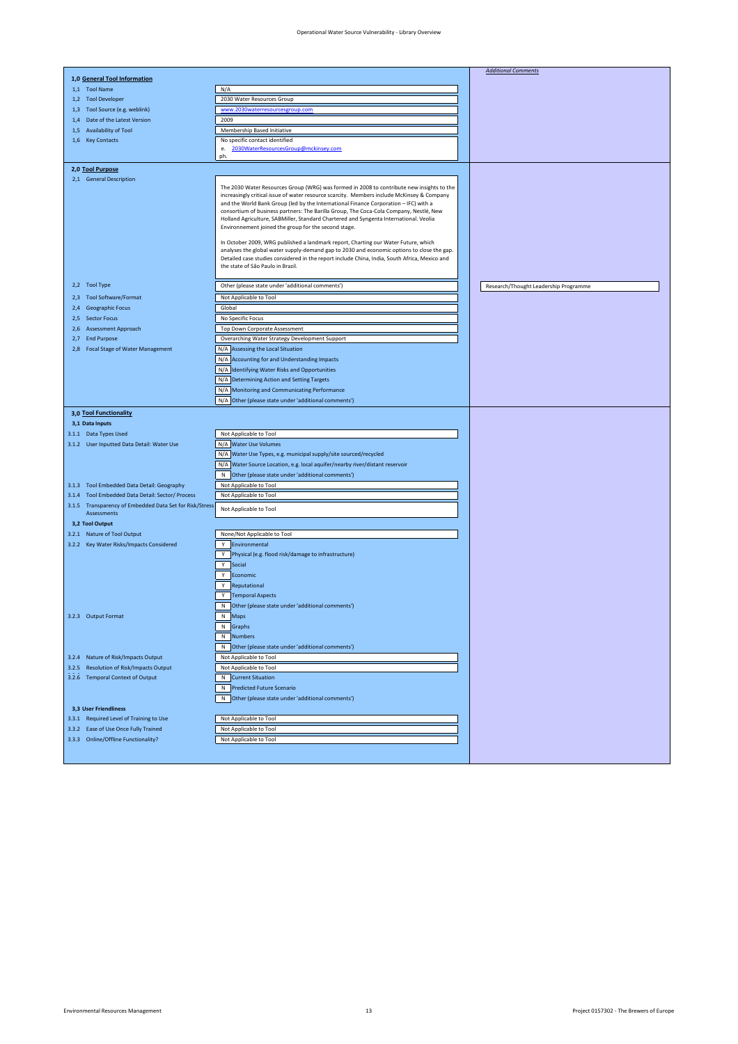## Operational Water Source Vulnerability - Library Overview

| | | *Additional Comments* |
|---|---|---|
| **1,0 General Tool Information** | | |
| 1,1 Tool Name | N/A | |
| 1,2 Tool Developer | 2030 Water Resources Group | |
| 1,3 Tool Source (e.g. weblink) | www.2030waterresourcesgroup.com | |
| 1,4 Date of the Latest Version | 2009 | |
| 1,5 Availability of Tool | Membership Based Initiative | |
| 1,6 Key Contacts | No specific contact identified<br>e. 2030WaterResourcesGroup@mckinsey.com<br>ph. | |
| **2,0 Tool Purpose** | | |
| 2,1 General Description | The 2030 Water Resources Group (WRG) was formed in 2008 to contribute new insights to the increasingly critical issue of water resource scarcity. Members include McKinsey & Company and the World Bank Group (led by the International Finance Corporation – IFC) with a consortium of business partners: The Barilla Group, The Coca-Cola Company, Nestlé, New Holland Agriculture, SABMiller, Standard Chartered and Syngenta International. Veolia Environnement joined the group for the second stage.<br><br>In October 2009, WRG published a landmark report, Charting our Water Future, which analyses the global water supply-demand gap to 2030 and economic options to close the gap. Detailed case studies considered in the report include China, India, South Africa, Mexico and the state of São Paulo in Brazil. | |
| 2,2 Tool Type | Other (please state under 'additional comments') | Research/Thought Leadership Programme |
| 2,3 Tool Software/Format | Not Applicable to Tool | |
| 2,4 Geographic Focus | Global | |
| 2,5 Sector Focus | No Specific Focus | |
| 2,6 Assessment Approach | Top Down Corporate Assessment | |
| 2,7 End Purpose | Overarching Water Strategy Development Support | |
| 2,8 Focal Stage of Water Management | N/A Assessing the Local Situation<br>N/A Accounting for and Understanding Impacts<br>N/A Identifying Water Risks and Opportunities<br>N/A Determining Action and Setting Targets<br>N/A Monitoring and Communicating Performance<br>N/A Other (please state under 'additional comments') | |
| **3,0 Tool Functionality** | | |
| **3,1 Data Inputs** | | |
| 3.1.1 Data Types Used | Not Applicable to Tool | |
| 3.1.2 User Inputted Data Detail: Water Use | N/A Water Use Volumes<br>N/A Water Use Types, e.g. municipal supply/site sourced/recycled<br>N/A Water Source Location, e.g. local aquifer/nearby river/distant reservoir<br>N Other (please state under 'additional comments') | |
| 3.1.3 Tool Embedded Data Detail: Geography | Not Applicable to Tool | |
| 3.1.4 Tool Embedded Data Detail: Sector/ Process | Not Applicable to Tool | |
| 3.1.5 Transparency of Embedded Data Set for Risk/Stress Assessments | Not Applicable to Tool | |
| **3,2 Tool Output** | | |
| 3.2.1 Nature of Tool Output | None/Not Applicable to Tool | |
| 3.2.2 Key Water Risks/Impacts Considered | Y Environmental<br>Y Physical (e.g. flood risk/damage to infrastructure)<br>Y Social<br>Y Economic<br>Y Reputational<br>Y Temporal Aspects<br>N Other (please state under 'additional comments') | |
| 3.2.3 Output Format | N Maps<br>N Graphs<br>N Numbers<br>N Other (please state under 'additional comments') | |
| 3.2.4 Nature of Risk/Impacts Output | Not Applicable to Tool | |
| 3.2.5 Resolution of Risk/Impacts Output | Not Applicable to Tool | |
| 3.2.6 Temporal Context of Output | N Current Situation<br>N Predicted Future Scenario<br>N Other (please state under 'additional comments') | |
| **3,3 User Friendliness** | | |
| 3.3.1 Required Level of Training to Use | Not Applicable to Tool | |
| 3.3.2 Ease of Use Once Fully Trained | Not Applicable to Tool | |
| 3.3.3 Online/Offline Functionality? | Not Applicable to Tool | |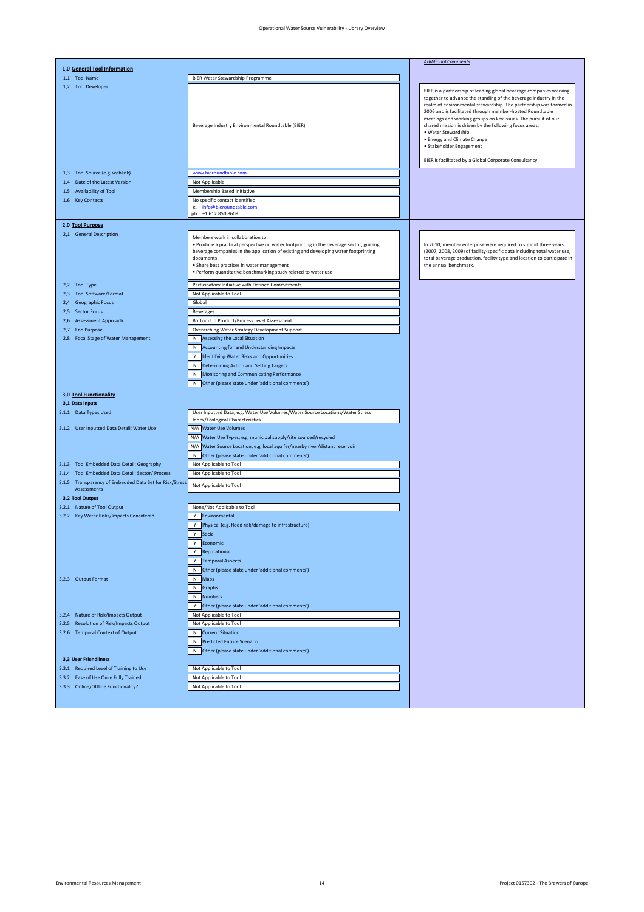# Operational Water Source Vulnerability - Library Overview

| | | *Additional Comments* |
|---|---|---|
| **1,0 General Tool Information** | | |
| 1,1 Tool Name | BIER Water Stewardship Programme | |
| 1,2 Tool Developer | Beverage Industry Environmental Roundtable (BIER) | BIER is a partnership of leading global beverage companies working together to advance the standing of the beverage industry in the realm of environmental stewardship. The partnership was formed in 2006 and is facilitated through member-hosted Roundtable meetings and working groups on key issues. The pursuit of our shared mission is driven by the following focus areas:<br>• Water Stewardship<br>• Energy and Climate Change<br>• Stakeholder Engagement<br><br>BIER is facilitated by a Global Corporate Consultancy |
| 1,3 Tool Source (e.g. weblink) | www.bieroundtable.com | |
| 1,4 Date of the Latest Version | Not Applicable | |
| 1,5 Availability of Tool | Membership Based Initiative | |
| 1,6 Key Contacts | No specific contact identified<br>e. info@bieroundtable.com<br>ph. +1 612 850 8609 | |
| **2,0 Tool Purpose** | | |
| 2,1 General Description | Members work in collaboration to:<br>• Produce a practical perspective on water footprinting in the beverage sector, guiding beverage companies in the application of existing and developing water footprinting documents<br>• Share best practices in water management<br>• Perform quantitative benchmarking study related to water use | In 2010, member enterprise were required to submit three years (2007, 2008, 2009) of facility-specific data including total water use, total beverage production, facility type and location to participate in the annual benchmark. |
| 2,2 Tool Type | Participatory Initiative with Defined Commitments | |
| 2,3 Tool Software/Format | Not Applicable to Tool | |
| 2,4 Geographic Focus | Global | |
| 2,5 Sector Focus | Beverages | |
| 2,6 Assessment Approach | Bottom Up Product/Process Level Assessment | |
| 2,7 End Purpose | Overarching Water Strategy Development Support | |
| 2,8 Focal Stage of Water Management | N Assessing the Local Situation | |
| | N Accounting for and Understanding Impacts | |
| | Y Identifying Water Risks and Opportunities | |
| | N Determining Action and Setting Targets | |
| | N Monitoring and Communicating Performance | |
| | N Other (please state under 'additional comments') | |
| **3,0 Tool Functionality** | | |
| **3,1 Data Inputs** | | |
| 3.1.1 Data Types Used | User Inputted Data, e.g. Water Use Volumes/Water Source Locations/Water Stress Index/Ecological Characteristics | |
| 3.1.2 User Inputted Data Detail: Water Use | N/A Water Use Volumes | |
| | N/A Water Use Types, e.g. municipal supply/site sourced/recycled | |
| | N/A Water Source Location, e.g. local aquifer/nearby river/distant reservoir | |
| | N Other (please state under 'additional comments') | |
| 3.1.3 Tool Embedded Data Detail: Geography | Not Applicable to Tool | |
| 3.1.4 Tool Embedded Data Detail: Sector/ Process | Not Applicable to Tool | |
| 3.1.5 Transparency of Embedded Data Set for Risk/Stress Assessments | Not Applicable to Tool | |
| **3,2 Tool Output** | | |
| 3.2.1 Nature of Tool Output | None/Not Applicable to Tool | |
| 3.2.2 Key Water Risks/Impacts Considered | Y Environmental | |
| | Y Physical (e.g. flood risk/damage to infrastructure) | |
| | Y Social | |
| | Y Economic | |
| | Y Reputational | |
| | Y Temporal Aspects | |
| | N Other (please state under 'additional comments') | |
| 3.2.3 Output Format | N Maps | |
| | N Graphs | |
| | N Numbers | |
| | Y Other (please state under 'additional comments') | |
| 3.2.4 Nature of Risk/Impacts Output | Not Applicable to Tool | |
| 3.2.5 Resolution of Risk/Impacts Output | Not Applicable to Tool | |
| 3.2.6 Temporal Context of Output | N Current Situation | |
| | N Predicted Future Scenario | |
| | N Other (please state under 'additional comments') | |
| **3,3 User Friendliness** | | |
| 3.3.1 Required Level of Training to Use | Not Applicable to Tool | |
| 3.3.2 Ease of Use Once Fully Trained | Not Applicable to Tool | |
| 3.3.3 Online/Offline Functionality? | Not Applicable to Tool | |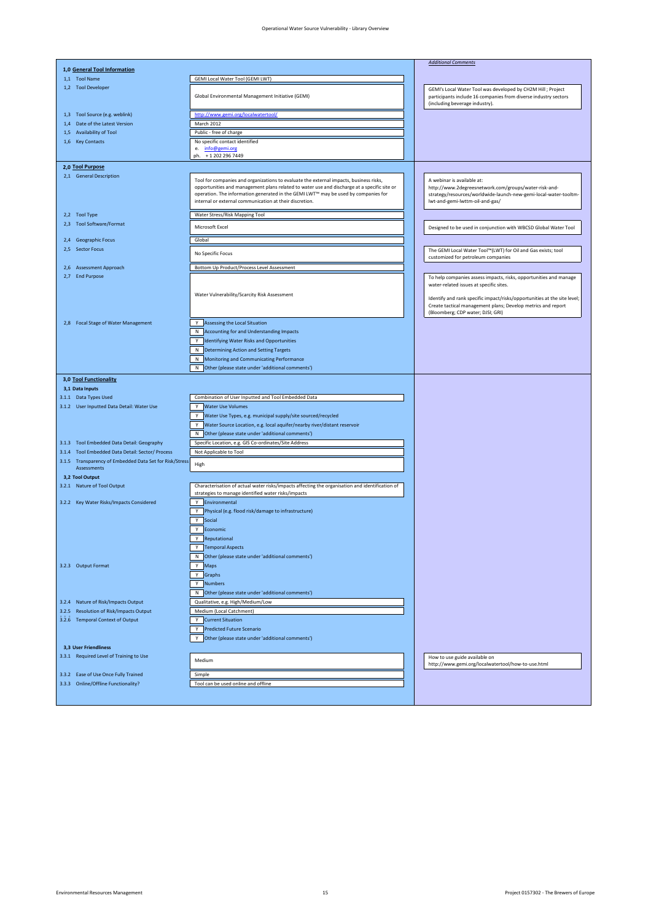Operational Water Source Vulnerability - Library Overview

| | | *Additional Comments* |
|---|---|---|
| **1,0 General Tool Information** | | |
| 1,1 Tool Name | GEMI Local Water Tool (GEMI LWT) | |
| 1,2 Tool Developer | Global Environmental Management Initiative (GEMI) | GEMI's Local Water Tool was developed by CH2M Hill ; Project participants include 16 companies from diverse industry sectors (including beverage industry). |
| 1,3 Tool Source (e.g. weblink) | http://www.gemi.org/localwatertool/ | |
| 1,4 Date of the Latest Version | March 2012 | |
| 1,5 Availability of Tool | Public - free of charge | |
| 1,6 Key Contacts | No specific contact identified<br>e. info@gemi.org<br>ph. + 1 202 296 7449 | |
| **2,0 Tool Purpose** | | |
| 2,1 General Description | Tool for companies and organizations to evaluate the external impacts, business risks, opportunities and management plans related to water use and discharge at a specific site or operation. The information generated in the GEMI LWT™ may be used by companies for internal or external communication at their discretion. | A webinar is available at: http://www.2degreesnetwork.com/groups/water-risk-and-strategy/resources/worldwide-launch-new-gemi-local-water-tooltm-lwt-and-gemi-lwttm-oil-and-gas/ |
| 2,2 Tool Type | Water Stress/Risk Mapping Tool | |
| 2,3 Tool Software/Format | Microsoft Excel | Designed to be used in conjunction with WBCSD Global Water Tool |
| 2,4 Geographic Focus | Global | |
| 2,5 Sector Focus | No Specific Focus | The GEMI Local Water Tool™(LWT) for Oil and Gas exists; tool customized for petroleum companies |
| 2,6 Assessment Approach | Bottom Up Product/Process Level Assessment | |
| 2,7 End Purpose | Water Vulnerability/Scarcity Risk Assessment | To help companies assess impacts, risks, opportunities and manage water-related issues at specific sites.<br><br>Identify and rank specific impact/risks/opportunities at the site level; Create tactical management plans; Develop metrics and report (Bloomberg; CDP water; DJSI; GRI) |
| 2,8 Focal Stage of Water Management | Y Assessing the Local Situation<br>N Accounting for and Understanding Impacts<br>Y Identifying Water Risks and Opportunities<br>N Determining Action and Setting Targets<br>N Monitoring and Communicating Performance<br>N Other (please state under 'additional comments') | |
| **3,0 Tool Functionality** | | |
| **3,1 Data Inputs** | | |
| 3.1.1 Data Types Used | Combination of User Inputted and Tool Embedded Data | |
| 3.1.2 User Inputted Data Detail: Water Use | Y Water Use Volumes<br>Y Water Use Types, e.g. municipal supply/site sourced/recycled<br>Y Water Source Location, e.g. local aquifer/nearby river/distant reservoir<br>N Other (please state under 'additional comments') | |
| 3.1.3 Tool Embedded Data Detail: Geography | Specific Location, e.g. GIS Co-ordinates/Site Address | |
| 3.1.4 Tool Embedded Data Detail: Sector/ Process | Not Applicable to Tool | |
| 3.1.5 Transparency of Embedded Data Set for Risk/Stress Assessments | High | |
| **3,2 Tool Output** | | |
| 3.2.1 Nature of Tool Output | Characterisation of actual water risks/impacts affecting the organisation and identification of strategies to manage identified water risks/impacts | |
| 3.2.2 Key Water Risks/Impacts Considered | Y Environmental<br>Y Physical (e.g. flood risk/damage to infrastructure)<br>Y Social<br>Y Economic<br>Y Reputational<br>Y Temporal Aspects<br>N Other (please state under 'additional comments') | |
| 3.2.3 Output Format | Y Maps<br>Y Graphs<br>Y Numbers<br>N Other (please state under 'additional comments') | |
| 3.2.4 Nature of Risk/Impacts Output | Qualitative, e.g. High/Medium/Low | |
| 3.2.5 Resolution of Risk/Impacts Output | Medium (Local Catchment) | |
| 3.2.6 Temporal Context of Output | Y Current Situation<br>Y Predicted Future Scenario<br>Y Other (please state under 'additional comments') | |
| **3,3 User Friendliness** | | |
| 3.3.1 Required Level of Training to Use | Medium | How to use guide available on http://www.gemi.org/localwatertool/how-to-use.html |
| 3.3.2 Ease of Use Once Fully Trained | Simple | |
| 3.3.3 Online/Offline Functionality? | Tool can be used online and offline | |

Environmental Resources Management — Project 0157302 - The Brewers of Europe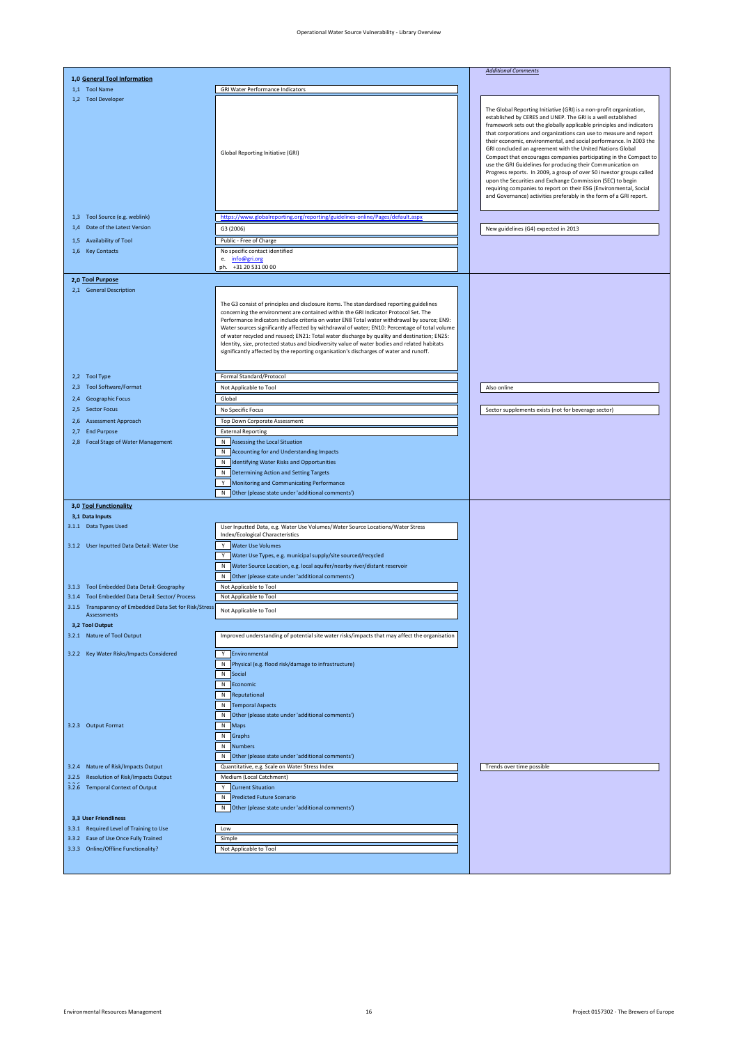# Operational Water Source Vulnerability - Library Overview

| | | *Additional Comments* |
|---|---|---|
| **1,0 General Tool Information** | | |
| 1,1 Tool Name | GRI Water Performance Indicators | |
| 1,2 Tool Developer | Global Reporting Initiative (GRI) | The Global Reporting Initiative (GRI) is a non-profit organization, established by CERES and UNEP. The GRI is a well established framework sets out the globally applicable principles and indicators that corporations and organizations can use to measure and report their economic, environmental, and social performance. In 2003 the GRI concluded an agreement with the United Nations Global Compact that encourages companies participating in the Compact to use the GRI Guidelines for producing their Communication on Progress reports. In 2009, a group of over 50 investor groups called upon the Securities and Exchange Commission (SEC) to begin requiring companies to report on their ESG (Environmental, Social and Governance) activities preferably in the form of a GRI report. |
| 1,3 Tool Source (e.g. weblink) | https://www.globalreporting.org/reporting/guidelines-online/Pages/default.aspx | |
| 1,4 Date of the Latest Version | G3 (2006) | New guidelines (G4) expected in 2013 |
| 1,5 Availability of Tool | Public - Free of Charge | |
| 1,6 Key Contacts | No specific contact identified<br>e. info@gri.org<br>ph. +31 20 531 00 00 | |
| **2,0 Tool Purpose** | | |
| 2,1 General Description | The G3 consist of principles and disclosure items. The standardised reporting guidelines concerning the environment are contained within the GRI Indicator Protocol Set. The Performance Indicators include criteria on water EN8 Total water withdrawal by source; EN9: Water sources significantly affected by withdrawal of water; EN10: Percentage of total volume of water recycled and reused; EN21: Total water discharge by quality and destination; EN25: Identity, size, protected status and biodiversity value of water bodies and related habitats significantly affected by the reporting organisation's discharges of water and runoff. | |
| 2,2 Tool Type | Formal Standard/Protocol | |
| 2,3 Tool Software/Format | Not Applicable to Tool | Also online |
| 2,4 Geographic Focus | Global | |
| 2,5 Sector Focus | No Specific Focus | Sector supplements exists (not for beverage sector) |
| 2,6 Assessment Approach | Top Down Corporate Assessment | |
| 2,7 End Purpose | External Reporting | |
| 2,8 Focal Stage of Water Management | N Assessing the Local Situation<br>N Accounting for and Understanding Impacts<br>N Identifying Water Risks and Opportunities<br>N Determining Action and Setting Targets<br>Y Monitoring and Communicating Performance<br>N Other (please state under 'additional comments') | |
| **3,0 Tool Functionality** | | |
| **3,1 Data Inputs** | | |
| 3.1.1 Data Types Used | User Inputted Data, e.g. Water Use Volumes/Water Source Locations/Water Stress Index/Ecological Characteristics | |
| 3.1.2 User Inputted Data Detail: Water Use | Y Water Use Volumes<br>Y Water Use Types, e.g. municipal supply/site sourced/recycled<br>N Water Source Location, e.g. local aquifer/nearby river/distant reservoir<br>N Other (please state under 'additional comments') | |
| 3.1.3 Tool Embedded Data Detail: Geography | Not Applicable to Tool | |
| 3.1.4 Tool Embedded Data Detail: Sector/ Process | Not Applicable to Tool | |
| 3.1.5 Transparency of Embedded Data Set for Risk/Stress Assessments | Not Applicable to Tool | |
| **3,2 Tool Output** | | |
| 3.2.1 Nature of Tool Output | Improved understanding of potential site water risks/impacts that may affect the organisation | |
| 3.2.2 Key Water Risks/Impacts Considered | Y Environmental<br>N Physical (e.g. flood risk/damage to infrastructure)<br>N Social<br>N Economic<br>N Reputational<br>N Temporal Aspects<br>N Other (please state under 'additional comments') | |
| 3.2.3 Output Format | N Maps<br>N Graphs<br>N Numbers<br>N Other (please state under 'additional comments') | |
| 3.2.4 Nature of Risk/Impacts Output | Quantitative, e.g. Scale on Water Stress Index | Trends over time possible |
| 3.2.5 Resolution of Risk/Impacts Output | Medium (Local Catchment) | |
| 3.2.6 Temporal Context of Output | Y Current Situation<br>N Predicted Future Scenario<br>N Other (please state under 'additional comments') | |
| **3,3 User Friendliness** | | |
| 3.3.1 Required Level of Training to Use | Low | |
| 3.3.2 Ease of Use Once Fully Trained | Simple | |
| 3.3.3 Online/Offline Functionality? | Not Applicable to Tool | |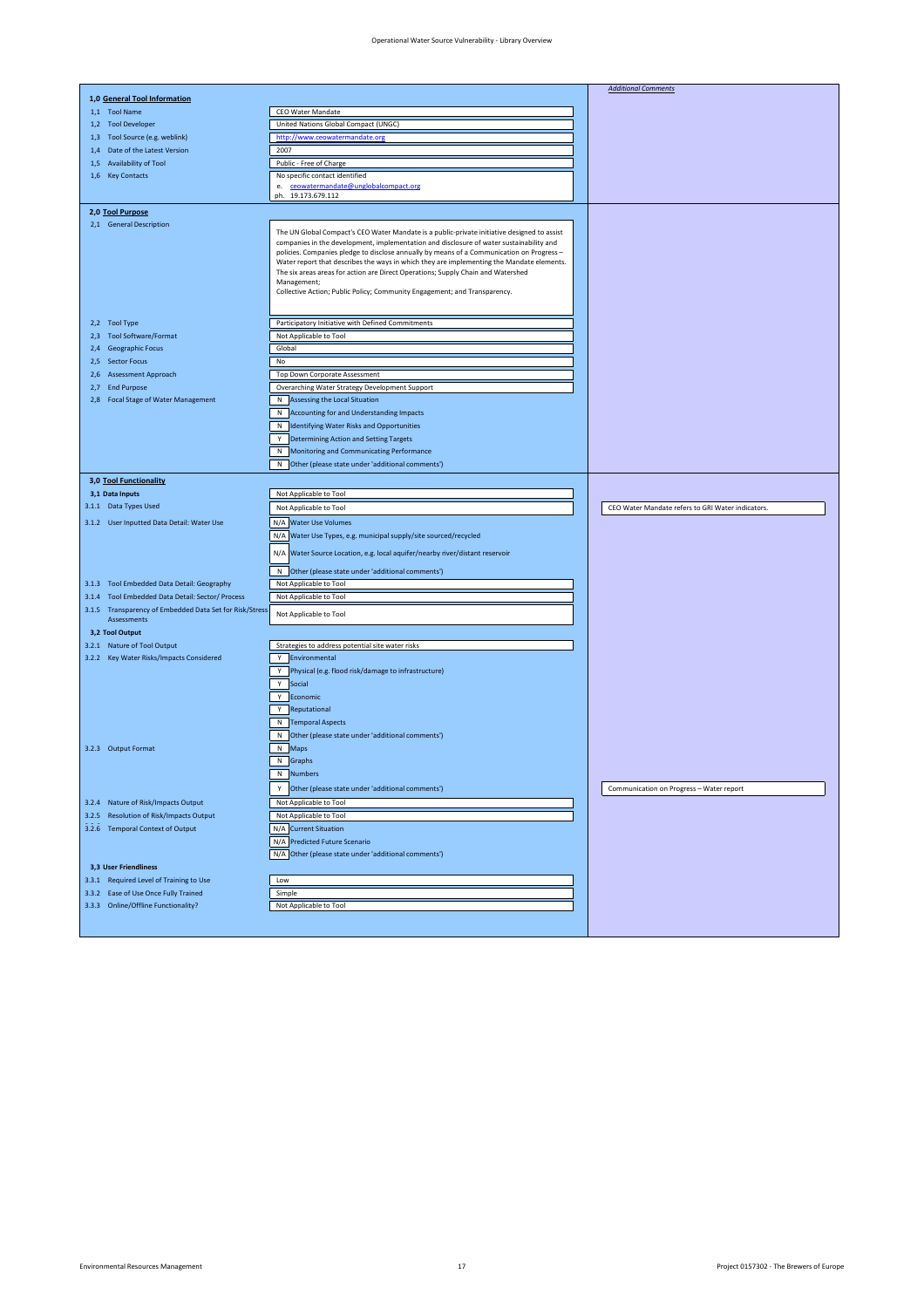## Operational Water Source Vulnerability - Library Overview

### 1,0 General Tool Information

| Field | Value | Additional Comments |
|---|---|---|
| 1,1 Tool Name | CEO Water Mandate | |
| 1,2 Tool Developer | United Nations Global Compact (UNGC) | |
| 1,3 Tool Source (e.g. weblink) | http://www.ceowatermandate.org | |
| 1,4 Date of the Latest Version | 2007 | |
| 1,5 Availability of Tool | Public - Free of Charge | |
| 1,6 Key Contacts | No specific contact identified<br>e. ceowatermandate@unglobalcompact.org<br>ph. 19.173.679.112 | |

### 2,0 Tool Purpose

| Field | Value | Additional Comments |
|---|---|---|
| 2,1 General Description | The UN Global Compact's CEO Water Mandate is a public-private initiative designed to assist companies in the development, implementation and disclosure of water sustainability and policies. Companies pledge to disclose annually by means of a Communication on Progress – Water report that describes the ways in which they are implementing the Mandate elements. The six areas areas for action are Direct Operations; Supply Chain and Watershed Management; Collective Action; Public Policy; Community Engagement; and Transparency. | |
| 2,2 Tool Type | Participatory Initiative with Defined Commitments | |
| 2,3 Tool Software/Format | Not Applicable to Tool | |
| 2,4 Geographic Focus | Global | |
| 2,5 Sector Focus | No | |
| 2,6 Assessment Approach | Top Down Corporate Assessment | |
| 2,7 End Purpose | Overarching Water Strategy Development Support | |
| 2,8 Focal Stage of Water Management | N Assessing the Local Situation<br>N Accounting for and Understanding Impacts<br>N Identifying Water Risks and Opportunities<br>Y Determining Action and Setting Targets<br>N Monitoring and Communicating Performance<br>N Other (please state under 'additional comments') | |

### 3,0 Tool Functionality

#### 3,1 Data Inputs

| Field | Value | Additional Comments |
|---|---|---|
| 3,1 Data Inputs | Not Applicable to Tool | |
| 3.1.1 Data Types Used | Not Applicable to Tool | CEO Water Mandate refers to GRI Water indicators. |
| 3.1.2 User Inputted Data Detail: Water Use | N/A Water Use Volumes<br>N/A Water Use Types, e.g. municipal supply/site sourced/recycled<br>N/A Water Source Location, e.g. local aquifer/nearby river/distant reservoir<br>N Other (please state under 'additional comments') | |
| 3.1.3 Tool Embedded Data Detail: Geography | Not Applicable to Tool | |
| 3.1.4 Tool Embedded Data Detail: Sector/ Process | Not Applicable to Tool | |
| 3.1.5 Transparency of Embedded Data Set for Risk/Stress Assessments | Not Applicable to Tool | |

#### 3,2 Tool Output

| Field | Value | Additional Comments |
|---|---|---|
| 3.2.1 Nature of Tool Output | Strategies to address potential site water risks | |
| 3.2.2 Key Water Risks/Impacts Considered | Y Environmental<br>Y Physical (e.g. flood risk/damage to infrastructure)<br>Y Social<br>Y Economic<br>Y Reputational<br>N Temporal Aspects<br>N Other (please state under 'additional comments') | |
| 3.2.3 Output Format | N Maps<br>N Graphs<br>N Numbers<br>Y Other (please state under 'additional comments') | Communication on Progress – Water report |
| 3.2.4 Nature of Risk/Impacts Output | Not Applicable to Tool | |
| 3.2.5 Resolution of Risk/Impacts Output | Not Applicable to Tool | |
| 3.2.6 Temporal Context of Output | N/A Current Situation<br>N/A Predicted Future Scenario<br>N/A Other (please state under 'additional comments') | |

#### 3,3 User Friendliness

| Field | Value | Additional Comments |
|---|---|---|
| 3.3.1 Required Level of Training to Use | Low | |
| 3.3.2 Ease of Use Once Fully Trained | Simple | |
| 3.3.3 Online/Offline Functionality? | Not Applicable to Tool | |

Environmental Resources Management — Project 0157302 - The Brewers of Europe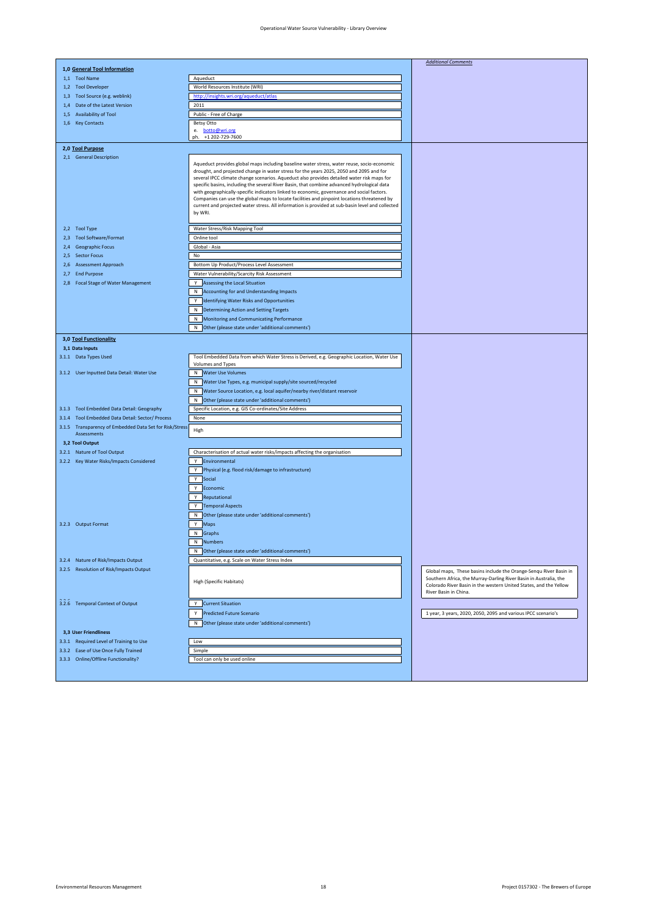| **1,0 General Tool Information** | | *Additional Comments* |
|---|---|---|
| 1,1 Tool Name | Aqueduct | |
| 1,2 Tool Developer | World Resources Institute (WRI) | |
| 1,3 Tool Source (e.g. weblink) | http://insights.wri.org/aqueduct/atlas | |
| 1,4 Date of the Latest Version | 2011 | |
| 1,5 Availability of Tool | Public - Free of Charge | |
| 1,6 Key Contacts | Betsy Otto<br>e. botto@wri.org<br>ph. +1 202-729-7600 | |
| **2,0 Tool Purpose** | | |
| 2,1 General Description | Aqueduct provides global maps including baseline water stress, water reuse, socio-economic drought, and projected change in water stress for the years 2025, 2050 and 2095 and for several IPCC climate change scenarios. Aqueduct also provides detailed water risk maps for specific basins, including the several River Basin, that combine advanced hydrological data with geographically-specific indicators linked to economic, governance and social factors. Companies can use the global maps to locate facilities and pinpoint locations threatened by current and projected water stress. All information is provided at sub-basin level and collected by WRI. | |
| 2,2 Tool Type | Water Stress/Risk Mapping Tool | |
| 2,3 Tool Software/Format | Online tool | |
| 2,4 Geographic Focus | Global - Asia | |
| 2,5 Sector Focus | No | |
| 2,6 Assessment Approach | Bottom Up Product/Process Level Assessment | |
| 2,7 End Purpose | Water Vulnerability/Scarcity Risk Assessment | |
| 2,8 Focal Stage of Water Management | Y Assessing the Local Situation | |
| | N Accounting for and Understanding Impacts | |
| | Y Identifying Water Risks and Opportunities | |
| | N Determining Action and Setting Targets | |
| | N Monitoring and Communicating Performance | |
| | N Other (please state under 'additional comments') | |
| **3,0 Tool Functionality** | | |
| **3,1 Data Inputs** | | |
| 3.1.1 Data Types Used | Tool Embedded Data from which Water Stress is Derived, e.g. Geographic Location, Water Use Volumes and Types | |
| 3.1.2 User Inputted Data Detail: Water Use | N Water Use Volumes | |
| | N Water Use Types, e.g. municipal supply/site sourced/recycled | |
| | N Water Source Location, e.g. local aquifer/nearby river/distant reservoir | |
| | N Other (please state under 'additional comments') | |
| 3.1.3 Tool Embedded Data Detail: Geography | Specific Location, e.g. GIS Co-ordinates/Site Address | |
| 3.1.4 Tool Embedded Data Detail: Sector/ Process | None | |
| 3.1.5 Transparency of Embedded Data Set for Risk/Stress Assessments | High | |
| **3,2 Tool Output** | | |
| 3.2.1 Nature of Tool Output | Characterisation of actual water risks/impacts affecting the organisation | |
| 3.2.2 Key Water Risks/Impacts Considered | Y Environmental | |
| | Y Physical (e.g. flood risk/damage to infrastructure) | |
| | Y Social | |
| | Y Economic | |
| | Y Reputational | |
| | Y Temporal Aspects | |
| | N Other (please state under 'additional comments') | |
| 3.2.3 Output Format | Y Maps | |
| | N Graphs | |
| | N Numbers | |
| | N Other (please state under 'additional comments') | |
| 3.2.4 Nature of Risk/Impacts Output | Quantitative, e.g. Scale on Water Stress Index | |
| 3.2.5 Resolution of Risk/Impacts Output | High (Specific Habitats) | Global maps, These basins include the Orange-Senqu River Basin in Southern Africa, the Murray-Darling River Basin in Australia, the Colorado River Basin in the western United States, and the Yellow River Basin in China. |
| 3.2.6 Temporal Context of Output | Y Current Situation | |
| | Y Predicted Future Scenario | 1 year, 3 years, 2020, 2050, 2095 and various IPCC scenario's |
| | N Other (please state under 'additional comments') | |
| **3,3 User Friendliness** | | |
| 3.3.1 Required Level of Training to Use | Low | |
| 3.3.2 Ease of Use Once Fully Trained | Simple | |
| 3.3.3 Online/Offline Functionality? | Tool can only be used online | |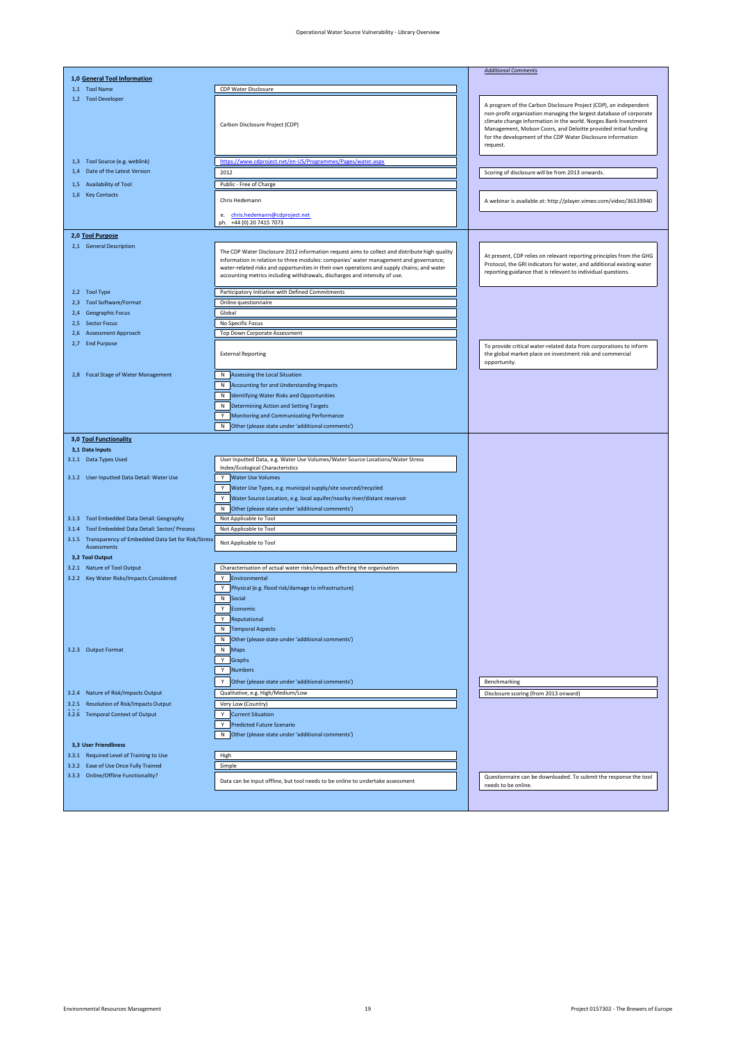| | | *Additional Comments* |
|---|---|---|
| **1,0 General Tool Information** | | |
| 1,1 Tool Name | CDP Water Disclosure | |
| 1,2 Tool Developer | Carbon Disclosure Project (CDP) | A program of the Carbon Disclosure Project (CDP), an independent non-profit organization managing the largest database of corporate climate change information in the world. Norges Bank Investment Management, Molson Coors, and Deloitte provided initial funding for the development of the CDP Water Disclosure information request. |
| 1,3 Tool Source (e.g. weblink) | https://www.cdproject.net/en-US/Programmes/Pages/water.aspx | |
| 1,4 Date of the Latest Version | 2012 | Scoring of disclosure will be from 2013 onwards. |
| 1,5 Availability of Tool | Public - Free of Charge | |
| 1,6 Key Contacts | Chris Hedemann<br>e. chris.hedemann@cdproject.net<br>ph. +44 (0) 20 7415 7073 | A webinar is available at: http://player.vimeo.com/video/36539940 |
| **2,0 Tool Purpose** | | |
| 2,1 General Description | The CDP Water Disclosure 2012 information request aims to collect and distribute high quality information in relation to three modules: companies' water management and governance; water-related risks and opportunities in their own operations and supply chains; and water accounting metrics including withdrawals, discharges and intensity of use. | At present, CDP relies on relevant reporting principles from the GHG Protocol, the GRI indicators for water, and additional existing water reporting guidance that is relevant to individual questions. |
| 2,2 Tool Type | Participatory Initiative with Defined Commitments | |
| 2,3 Tool Software/Format | Online questionnaire | |
| 2,4 Geographic Focus | Global | |
| 2,5 Sector Focus | No Specific Focus | |
| 2,6 Assessment Approach | Top Down Corporate Assessment | |
| 2,7 End Purpose | External Reporting | To provide critical water-related data from corporations to inform the global market place on investment risk and commercial opportunity. |
| 2,8 Focal Stage of Water Management | N — Assessing the Local Situation | |
| | N — Accounting for and Understanding Impacts | |
| | N — Identifying Water Risks and Opportunities | |
| | N — Determining Action and Setting Targets | |
| | Y — Monitoring and Communicating Performance | |
| | N — Other (please state under 'additional comments') | |
| **3,0 Tool Functionality** | | |
| **3,1 Data Inputs** | | |
| 3.1.1 Data Types Used | User Inputted Data, e.g. Water Use Volumes/Water Source Locations/Water Stress Index/Ecological Characteristics | |
| 3.1.2 User Inputted Data Detail: Water Use | Y — Water Use Volumes | |
| | Y — Water Use Types, e.g. municipal supply/site sourced/recycled | |
| | Y — Water Source Location, e.g. local aquifer/nearby river/distant reservoir | |
| | N — Other (please state under 'additional comments') | |
| 3.1.3 Tool Embedded Data Detail: Geography | Not Applicable to Tool | |
| 3.1.4 Tool Embedded Data Detail: Sector/ Process | Not Applicable to Tool | |
| 3.1.5 Transparency of Embedded Data Set for Risk/Stress Assessments | Not Applicable to Tool | |
| **3,2 Tool Output** | | |
| 3.2.1 Nature of Tool Output | Characterisation of actual water risks/impacts affecting the organisation | |
| 3.2.2 Key Water Risks/Impacts Considered | Y — Environmental | |
| | Y — Physical (e.g. flood risk/damage to infrastructure) | |
| | N — Social | |
| | Y — Economic | |
| | Y — Reputational | |
| | N — Temporal Aspects | |
| | N — Other (please state under 'additional comments') | |
| 3.2.3 Output Format | N — Maps | |
| | Y — Graphs | |
| | Y — Numbers | |
| | Y — Other (please state under 'additional comments') | Benchmarking |
| 3.2.4 Nature of Risk/Impacts Output | Qualitative, e.g. High/Medium/Low | Disclosure scoring (from 2013 onward) |
| 3.2.5 Resolution of Risk/Impacts Output | Very Low (Country) | |
| 3.2.6 Temporal Context of Output | Y — Current Situation | |
| | Y — Predicted Future Scenario | |
| | N — Other (please state under 'additional comments') | |
| **3,3 User Friendliness** | | |
| 3.3.1 Required Level of Training to Use | High | |
| 3.3.2 Ease of Use Once Fully Trained | Simple | |
| 3.3.3 Online/Offline Functionality? | Data can be input offline, but tool needs to be online to undertake assessment | Questionnaire can be downloaded. To submit the response the tool needs to be online. |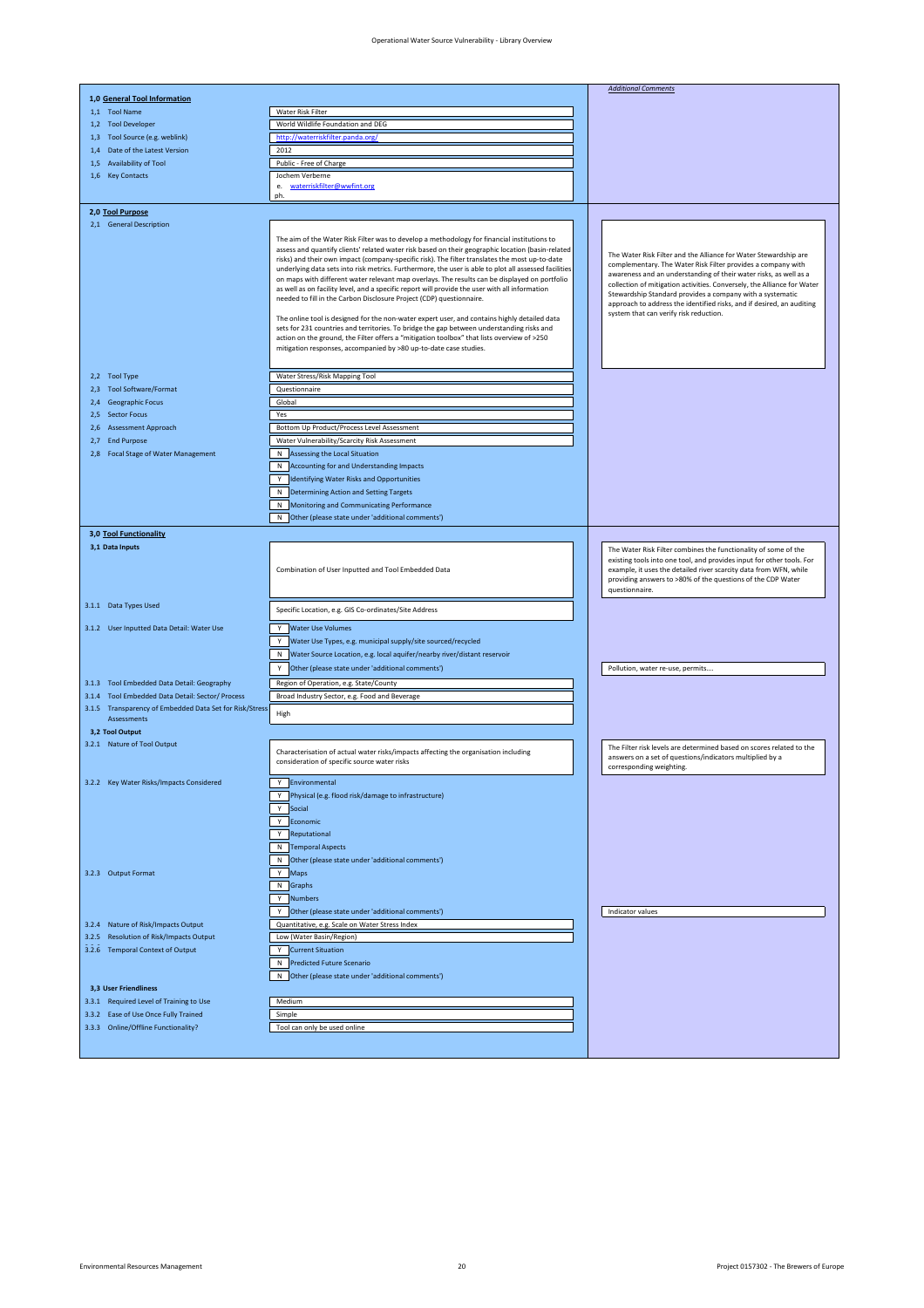# Operational Water Source Vulnerability - Library Overview

| | | *Additional Comments* |
|---|---|---|
| **1,0 General Tool Information** | | |
| 1,1 Tool Name | Water Risk Filter | |
| 1,2 Tool Developer | World Wildlife Foundation and DEG | |
| 1,3 Tool Source (e.g. weblink) | http://waterriskfilter.panda.org/ | |
| 1,4 Date of the Latest Version | 2012 | |
| 1,5 Availability of Tool | Public - Free of Charge | |
| 1,6 Key Contacts | Jochem Verberne<br>e. waterriskfilter@wwfint.org<br>ph. | |
| **2,0 Tool Purpose** | | |
| 2,1 General Description | The aim of the Water Risk Filter was to develop a methodology for financial institutions to assess and quantify clients' related water risk based on their geographic location (basin-related risks) and their own impact (company-specific risk). The filter translates the most up-to-date underlying data sets into risk metrics. Furthermore, the user is able to plot all assessed facilities on maps with different water relevant map overlays. The results can be displayed on portfolio as well as on facility level, and a specific report will provide the user with all information needed to fill in the Carbon Disclosure Project (CDP) questionnaire.<br><br>The online tool is designed for the non-water expert user, and contains highly detailed data sets for 231 countries and territories. To bridge the gap between understanding risks and action on the ground, the Filter offers a "mitigation toolbox" that lists overview of >250 mitigation responses, accompanied by >80 up-to-date case studies. | The Water Risk Filter and the Alliance for Water Stewardship are complementary. The Water Risk Filter provides a company with awareness and an understanding of their water risks, as well as a collection of mitigation activities. Conversely, the Alliance for Water Stewardship Standard provides a company with a systematic approach to address the identified risks, and if desired, an auditing system that can verify risk reduction. |
| 2,2 Tool Type | Water Stress/Risk Mapping Tool | |
| 2,3 Tool Software/Format | Questionnaire | |
| 2,4 Geographic Focus | Global | |
| 2,5 Sector Focus | Yes | |
| 2,6 Assessment Approach | Bottom Up Product/Process Level Assessment | |
| 2,7 End Purpose | Water Vulnerability/Scarcity Risk Assessment | |
| 2,8 Focal Stage of Water Management | N Assessing the Local Situation | |
| | N Accounting for and Understanding Impacts | |
| | Y Identifying Water Risks and Opportunities | |
| | N Determining Action and Setting Targets | |
| | N Monitoring and Communicating Performance | |
| | N Other (please state under 'additional comments') | |
| **3,0 Tool Functionality** | | |
| **3,1 Data Inputs** | Combination of User Inputted and Tool Embedded Data | The Water Risk Filter combines the functionality of some of the existing tools into one tool, and provides input for other tools. For example, it uses the detailed river scarcity data from WFN, while providing answers to >80% of the questions of the CDP Water questionnaire. |
| 3.1.1 Data Types Used | Specific Location, e.g. GIS Co-ordinates/Site Address | |
| 3.1.2 User Inputted Data Detail: Water Use | Y Water Use Volumes | |
| | Y Water Use Types, e.g. municipal supply/site sourced/recycled | |
| | N Water Source Location, e.g. local aquifer/nearby river/distant reservoir | |
| | Y Other (please state under 'additional comments') | Pollution, water re-use, permits.... |
| 3.1.3 Tool Embedded Data Detail: Geography | Region of Operation, e.g. State/County | |
| 3.1.4 Tool Embedded Data Detail: Sector/ Process | Broad Industry Sector, e.g. Food and Beverage | |
| 3.1.5 Transparency of Embedded Data Set for Risk/Stress Assessments | High | |
| **3,2 Tool Output** | | |
| 3.2.1 Nature of Tool Output | Characterisation of actual water risks/impacts affecting the organisation including consideration of specific source water risks | The Filter risk levels are determined based on scores related to the answers on a set of questions/indicators multiplied by a corresponding weighting. |
| 3.2.2 Key Water Risks/Impacts Considered | Y Environmental | |
| | Y Physical (e.g. flood risk/damage to infrastructure) | |
| | Y Social | |
| | Y Economic | |
| | Y Reputational | |
| | N Temporal Aspects | |
| | N Other (please state under 'additional comments') | |
| 3.2.3 Output Format | Y Maps | |
| | N Graphs | |
| | Y Numbers | |
| | Y Other (please state under 'additional comments') | Indicator values |
| 3.2.4 Nature of Risk/Impacts Output | Quantitative, e.g. Scale on Water Stress Index | |
| 3.2.5 Resolution of Risk/Impacts Output | Low (Water Basin/Region) | |
| 3.2.6 Temporal Context of Output | Y Current Situation | |
| | N Predicted Future Scenario | |
| | N Other (please state under 'additional comments') | |
| **3,3 User Friendliness** | | |
| 3.3.1 Required Level of Training to Use | Medium | |
| 3.3.2 Ease of Use Once Fully Trained | Simple | |
| 3.3.3 Online/Offline Functionality? | Tool can only be used online | |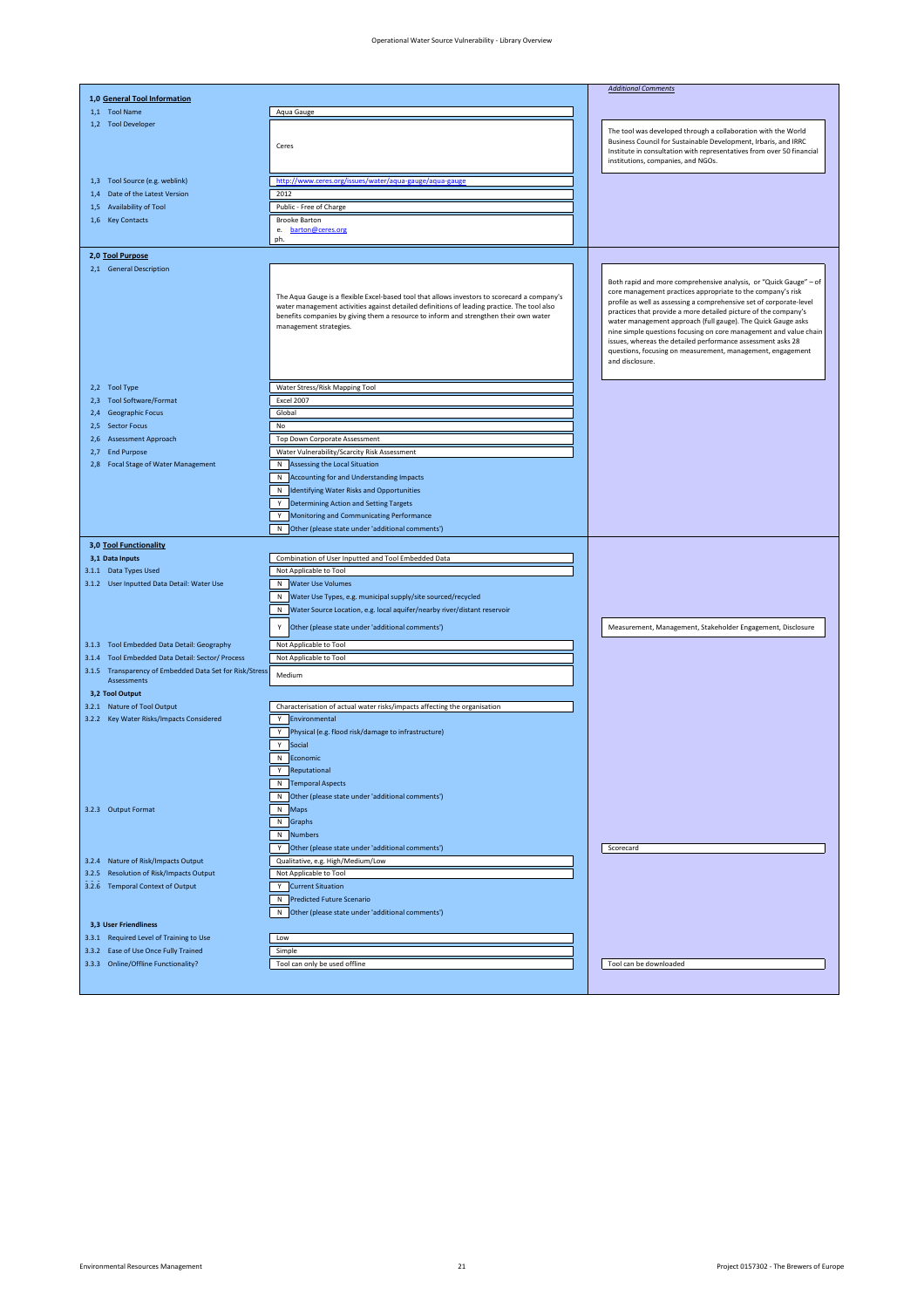Operational Water Source Vulnerability - Library Overview

| 1,0 General Tool Information | | Additional Comments |
|---|---|---|
| 1,1 Tool Name | Aqua Gauge | |
| 1,2 Tool Developer | Ceres | The tool was developed through a collaboration with the World Business Council for Sustainable Development, Irbaris, and IRRC Institute in consultation with representatives from over 50 financial institutions, companies, and NGOs. |
| 1,3 Tool Source (e.g. weblink) | http://www.ceres.org/issues/water/aqua-gauge/aqua-gauge | |
| 1,4 Date of the Latest Version | 2012 | |
| 1,5 Availability of Tool | Public - Free of Charge | |
| 1,6 Key Contacts | Brooke Barton<br>e. barton@ceres.org<br>ph. | |
| **2,0 Tool Purpose** | | |
| 2,1 General Description | The Aqua Gauge is a flexible Excel-based tool that allows investors to scorecard a company's water management activities against detailed definitions of leading practice. The tool also benefits companies by giving them a resource to inform and strengthen their own water management strategies. | Both rapid and more comprehensive analysis, or "Quick Gauge" – of core management practices appropriate to the company's risk profile as well as assessing a comprehensive set of corporate-level practices that provide a more detailed picture of the company's water management approach (full gauge). The Quick Gauge asks nine simple questions focusing on core management and value chain issues, whereas the detailed performance assessment asks 28 questions, focusing on measurement, management, engagement and disclosure. |
| 2,2 Tool Type | Water Stress/Risk Mapping Tool | |
| 2,3 Tool Software/Format | Excel 2007 | |
| 2,4 Geographic Focus | Global | |
| 2,5 Sector Focus | No | |
| 2,6 Assessment Approach | Top Down Corporate Assessment | |
| 2,7 End Purpose | Water Vulnerability/Scarcity Risk Assessment | |
| 2,8 Focal Stage of Water Management | N Assessing the Local Situation | |
| | N Accounting for and Understanding Impacts | |
| | N Identifying Water Risks and Opportunities | |
| | Y Determining Action and Setting Targets | |
| | Y Monitoring and Communicating Performance | |
| | N Other (please state under 'additional comments') | |
| **3,0 Tool Functionality** | | |
| **3,1 Data Inputs** | Combination of User Inputted and Tool Embedded Data | |
| 3.1.1 Data Types Used | Not Applicable to Tool | |
| 3.1.2 User Inputted Data Detail: Water Use | N Water Use Volumes | |
| | N Water Use Types, e.g. municipal supply/site sourced/recycled | |
| | N Water Source Location, e.g. local aquifer/nearby river/distant reservoir | |
| | Y Other (please state under 'additional comments') | Measurement, Management, Stakeholder Engagement, Disclosure |
| 3.1.3 Tool Embedded Data Detail: Geography | Not Applicable to Tool | |
| 3.1.4 Tool Embedded Data Detail: Sector/ Process | Not Applicable to Tool | |
| 3.1.5 Transparency of Embedded Data Set for Risk/Stress Assessments | Medium | |
| **3,2 Tool Output** | | |
| 3.2.1 Nature of Tool Output | Characterisation of actual water risks/impacts affecting the organisation | |
| 3.2.2 Key Water Risks/Impacts Considered | Y Environmental | |
| | Y Physical (e.g. flood risk/damage to infrastructure) | |
| | Y Social | |
| | N Economic | |
| | Y Reputational | |
| | N Temporal Aspects | |
| | N Other (please state under 'additional comments') | |
| 3.2.3 Output Format | N Maps | |
| | N Graphs | |
| | N Numbers | |
| | Y Other (please state under 'additional comments') | Scorecard |
| 3.2.4 Nature of Risk/Impacts Output | Qualitative, e.g. High/Medium/Low | |
| 3.2.5 Resolution of Risk/Impacts Output | Not Applicable to Tool | |
| 3.2.6 Temporal Context of Output | Y Current Situation | |
| | N Predicted Future Scenario | |
| | N Other (please state under 'additional comments') | |
| **3,3 User Friendliness** | | |
| 3.3.1 Required Level of Training to Use | Low | |
| 3.3.2 Ease of Use Once Fully Trained | Simple | |
| 3.3.3 Online/Offline Functionality? | Tool can only be used offline | Tool can be downloaded |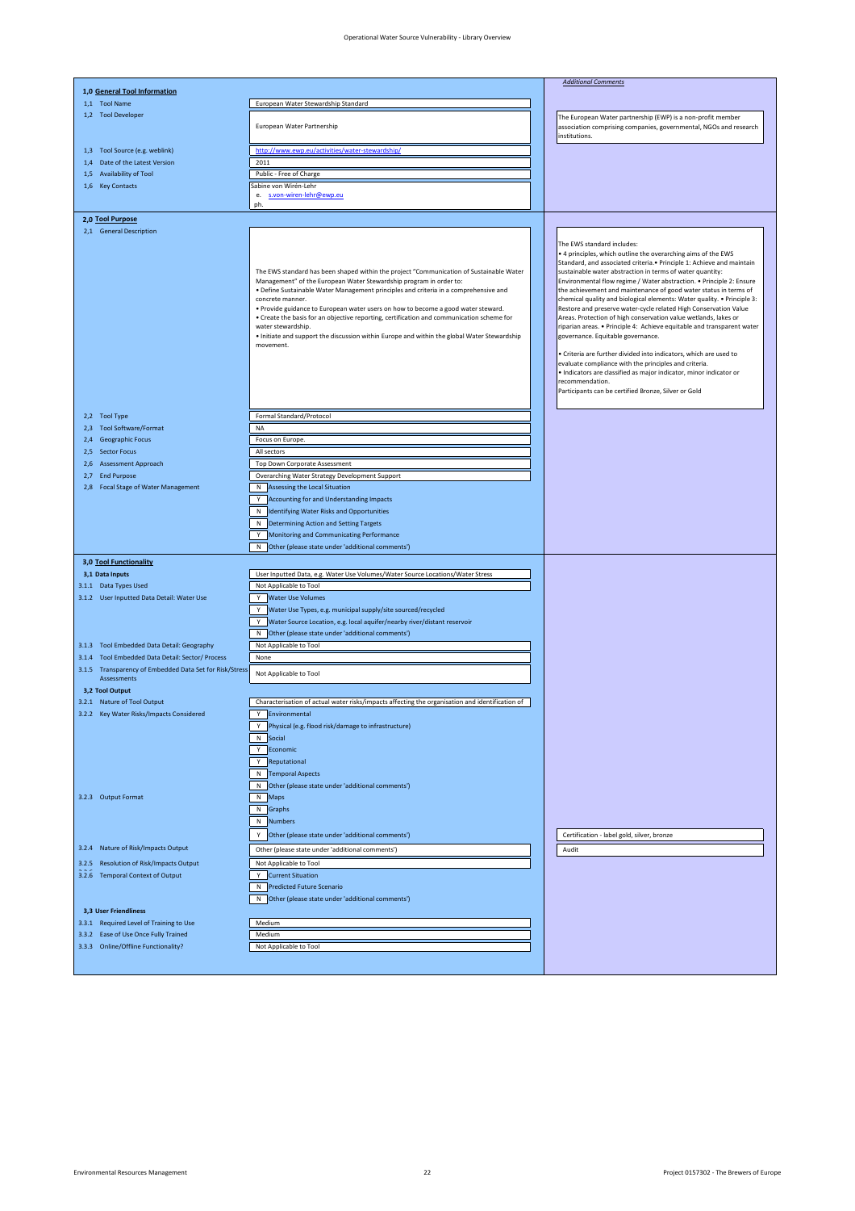# Operational Water Source Vulnerability - Library Overview

| | | *Additional Comments* |
|---|---|---|
| **1,0 General Tool Information** | | |
| 1,1 Tool Name | European Water Stewardship Standard | |
| 1,2 Tool Developer | European Water Partnership | The European Water partnership (EWP) is a non-profit member association comprising companies, governmental, NGOs and research institutions. |
| 1,3 Tool Source (e.g. weblink) | http://www.ewp.eu/activities/water-stewardship/ | |
| 1,4 Date of the Latest Version | 2011 | |
| 1,5 Availability of Tool | Public - Free of Charge | |
| 1,6 Key Contacts | Sabine von Wirén-Lehr<br>e. s.von-wiren-lehr@ewp.eu<br>ph. | |
| **2,0 Tool Purpose** | | |
| 2,1 General Description | The EWS standard has been shaped within the project "Communication of Sustainable Water Management" of the European Water Stewardship program in order to:<br>• Define Sustainable Water Management principles and criteria in a comprehensive and concrete manner.<br>• Provide guidance to European water users on how to become a good water steward.<br>• Create the basis for an objective reporting, certification and communication scheme for water stewardship.<br>• Initiate and support the discussion within Europe and within the global Water Stewardship movement. | The EWS standard includes:<br>• 4 principles, which outline the overarching aims of the EWS Standard, and associated criteria.• Principle 1: Achieve and maintain sustainable water abstraction in terms of water quantity: Environmental flow regime / Water abstraction. • Principle 2: Ensure the achievement and maintenance of good water status in terms of chemical quality and biological elements: Water quality. • Principle 3: Restore and preserve water-cycle related High Conservation Value Areas. Protection of high conservation value wetlands, lakes or riparian areas. • Principle 4: Achieve equitable and transparent water governance. Equitable governance.<br><br>• Criteria are further divided into indicators, which are used to evaluate compliance with the principles and criteria.<br>• Indicators are classified as major indicator, minor indicator or recommendation.<br>Participants can be certified Bronze, Silver or Gold |
| 2,2 Tool Type | Formal Standard/Protocol | |
| 2,3 Tool Software/Format | NA | |
| 2,4 Geographic Focus | Focus on Europe. | |
| 2,5 Sector Focus | All sectors | |
| 2,6 Assessment Approach | Top Down Corporate Assessment | |
| 2,7 End Purpose | Overarching Water Strategy Development Support | |
| 2,8 Focal Stage of Water Management | N Assessing the Local Situation<br>Y Accounting for and Understanding Impacts<br>N Identifying Water Risks and Opportunities<br>N Determining Action and Setting Targets<br>Y Monitoring and Communicating Performance<br>N Other (please state under 'additional comments') | |
| **3,0 Tool Functionality** | | |
| **3,1 Data Inputs** | User Inputted Data, e.g. Water Use Volumes/Water Source Locations/Water Stress | |
| 3.1.1 Data Types Used | Not Applicable to Tool | |
| 3.1.2 User Inputted Data Detail: Water Use | Y Water Use Volumes<br>Y Water Use Types, e.g. municipal supply/site sourced/recycled<br>Y Water Source Location, e.g. local aquifer/nearby river/distant reservoir<br>N Other (please state under 'additional comments') | |
| 3.1.3 Tool Embedded Data Detail: Geography | Not Applicable to Tool | |
| 3.1.4 Tool Embedded Data Detail: Sector/ Process | None | |
| 3.1.5 Transparency of Embedded Data Set for Risk/Stress Assessments | Not Applicable to Tool | |
| **3,2 Tool Output** | | |
| 3.2.1 Nature of Tool Output | Characterisation of actual water risks/impacts affecting the organisation and identification of | |
| 3.2.2 Key Water Risks/Impacts Considered | Y Environmental<br>Y Physical (e.g. flood risk/damage to infrastructure)<br>N Social<br>Y Economic<br>Y Reputational<br>N Temporal Aspects<br>N Other (please state under 'additional comments') | |
| 3.2.3 Output Format | N Maps<br>N Graphs<br>N Numbers<br>Y Other (please state under 'additional comments') | Certification - label gold, silver, bronze |
| 3.2.4 Nature of Risk/Impacts Output | Other (please state under 'additional comments') | Audit |
| 3.2.5 Resolution of Risk/Impacts Output | Not Applicable to Tool | |
| 3.2.6 Temporal Context of Output | Y Current Situation<br>N Predicted Future Scenario<br>N Other (please state under 'additional comments') | |
| **3,3 User Friendliness** | | |
| 3.3.1 Required Level of Training to Use | Medium | |
| 3.3.2 Ease of Use Once Fully Trained | Medium | |
| 3.3.3 Online/Offline Functionality? | Not Applicable to Tool | |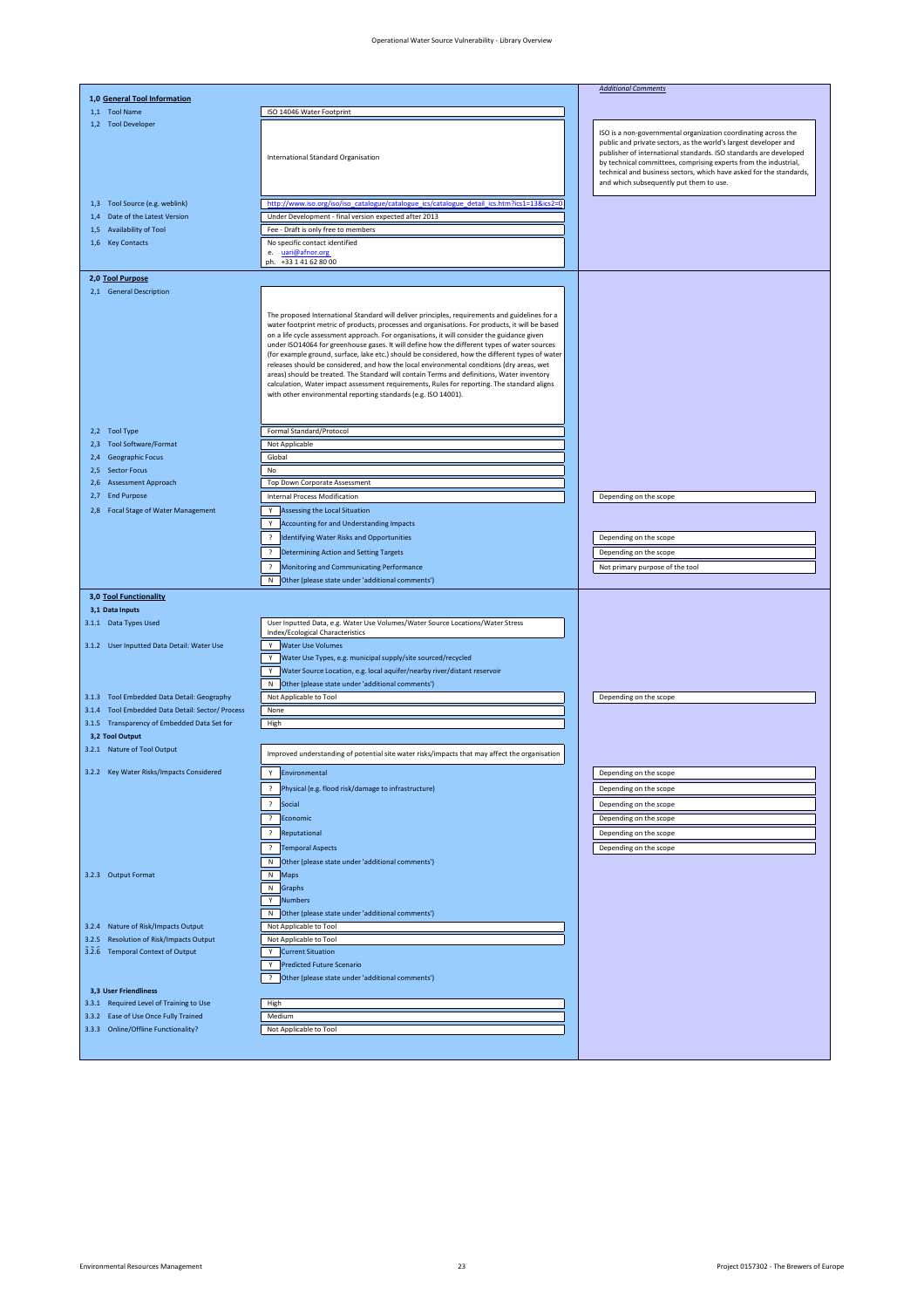## 1,0 General Tool Information

| Field | Value | Additional Comments |
|---|---|---|
| 1,1 Tool Name | ISO 14046 Water Footprint | |
| 1,2 Tool Developer | International Standard Organisation | ISO is a non-governmental organization coordinating across the public and private sectors, as the world's largest developer and publisher of international standards. ISO standards are developed by technical committees, comprising experts from the industrial, technical and business sectors, which have asked for the standards, and which subsequently put them to use. |
| 1,3 Tool Source (e.g. weblink) | http://www.iso.org/iso/iso_catalogue/catalogue_ics/catalogue_detail_ics.htm?ics1=13&ics2=0 | |
| 1,4 Date of the Latest Version | Under Development - final version expected after 2013 | |
| 1,5 Availability of Tool | Fee - Draft is only free to members | |
| 1,6 Key Contacts | No specific contact identified<br>e. uari@afnor.org<br>ph. +33 1 41 62 80 00 | |

## 2,0 Tool Purpose

| Field | Value | Additional Comments |
|---|---|---|
| 2,1 General Description | The proposed International Standard will deliver principles, requirements and guidelines for a water footprint metric of products, processes and organisations. For products, it will be based on a life cycle assessment approach. For organisations, it will consider the guidance given under ISO14064 for greenhouse gases. It will define how the different types of water sources (for example ground, surface, lake etc.) should be considered, how the different types of water releases should be considered, and how the local environmental conditions (dry areas, wet areas) should be treated. The Standard will contain Terms and definitions, Water inventory calculation, Water impact assessment requirements, Rules for reporting. The standard aligns with other environmental reporting standards (e.g. ISO 14001). | |
| 2,2 Tool Type | Formal Standard/Protocol | |
| 2,3 Tool Software/Format | Not Applicable | |
| 2,4 Geographic Focus | Global | |
| 2,5 Sector Focus | No | |
| 2,6 Assessment Approach | Top Down Corporate Assessment | |
| 2,7 End Purpose | Internal Process Modification | Depending on the scope |
| 2,8 Focal Stage of Water Management | Y Assessing the Local Situation | |
| | Y Accounting for and Understanding Impacts | |
| | ? Identifying Water Risks and Opportunities | Depending on the scope |
| | ? Determining Action and Setting Targets | Depending on the scope |
| | ? Monitoring and Communicating Performance | Not primary purpose of the tool |
| | N Other (please state under 'additional comments') | |

## 3,0 Tool Functionality

### 3,1 Data Inputs

| Field | Value | Additional Comments |
|---|---|---|
| 3.1.1 Data Types Used | User Inputted Data, e.g. Water Use Volumes/Water Source Locations/Water Stress Index/Ecological Characteristics | |
| 3.1.2 User Inputted Data Detail: Water Use | Y Water Use Volumes | |
| | Y Water Use Types, e.g. municipal supply/site sourced/recycled | |
| | Y Water Source Location, e.g. local aquifer/nearby river/distant reservoir | |
| | N Other (please state under 'additional comments') | |
| 3.1.3 Tool Embedded Data Detail: Geography | Not Applicable to Tool | Depending on the scope |
| 3.1.4 Tool Embedded Data Detail: Sector/ Process | None | |
| 3.1.5 Transparency of Embedded Data Set for | High | |

### 3,2 Tool Output

| Field | Value | Additional Comments |
|---|---|---|
| 3.2.1 Nature of Tool Output | Improved understanding of potential site water risks/impacts that may affect the organisation | |
| 3.2.2 Key Water Risks/Impacts Considered | Y Environmental | Depending on the scope |
| | ? Physical (e.g. flood risk/damage to infrastructure) | Depending on the scope |
| | ? Social | Depending on the scope |
| | ? Economic | Depending on the scope |
| | ? Reputational | Depending on the scope |
| | ? Temporal Aspects | Depending on the scope |
| | N Other (please state under 'additional comments') | |
| 3.2.3 Output Format | N Maps | |
| | N Graphs | |
| | Y Numbers | |
| | N Other (please state under 'additional comments') | |
| 3.2.4 Nature of Risk/Impacts Output | Not Applicable to Tool | |
| 3.2.5 Resolution of Risk/Impacts Output | Not Applicable to Tool | |
| 3.2.6 Temporal Context of Output | Y Current Situation | |
| | Y Predicted Future Scenario | |
| | ? Other (please state under 'additional comments') | |

### 3,3 User Friendliness

| Field | Value | Additional Comments |
|---|---|---|
| 3.3.1 Required Level of Training to Use | High | |
| 3.3.2 Ease of Use Once Fully Trained | Medium | |
| 3.3.3 Online/Offline Functionality? | Not Applicable to Tool | |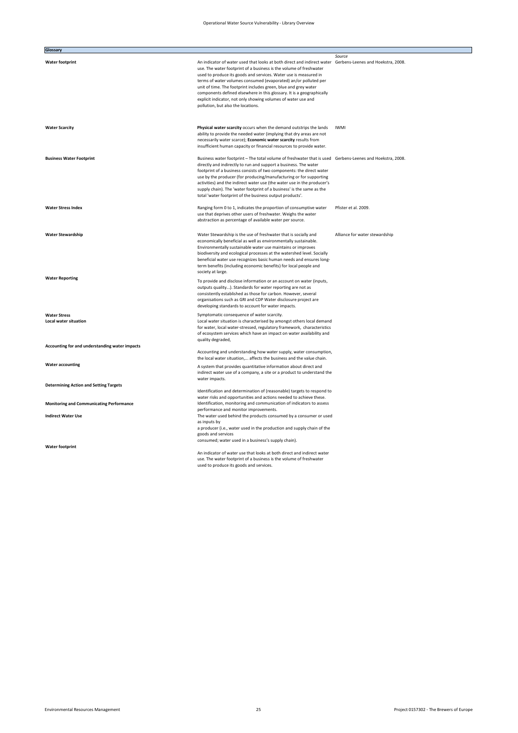## Glossary

| Term | Definition | Source |
|---|---|---|
| **Water footprint** | An indicator of water used that looks at both direct and indirect water use. The water footprint of a business is the volume of freshwater used to produce its goods and services. Water use is measured in terms of water volumes consumed (evaporated) an/or polluted per unit of time. The footprint includes green, blue and grey water components defined elsewhere in this glossary. It is a geographically explicit indicator, not only showing volumes of water use and pollution, but also the locations. | Gerbens-Leenes and Hoekstra, 2008. |
| **Water Scarcity** | **Physical water scarcity** occurs when the demand outstrips the lands ability to provide the needed water (implying that dry areas are not necessarily water scarce); **Economic water scarcity** results from insufficient human capacity or financial resources to provide water. | IWMI |
| **Business Water Footprint** | Business water footprint – The total volume of freshwater that is used directly and indirectly to run and support a business. The water footprint of a business consists of two components: the direct water use by the producer (for producing/manufacturing or for supporting activities) and the indirect water use (the water use in the producer's supply chain). The 'water footprint of a business' is the same as the total 'water footprint of the business output products'. | Gerbens-Leenes and Hoekstra, 2008. |
| **Water Stress Index** | Ranging form 0 to 1, indicates the proportion of consumptive water use that deprives other users of freshwater. Weighs the water abstraction as percentage of available water per source. | Pfister et al. 2009. |
| **Water Stewardship** | Water Stewardship is the use of freshwater that is socially and economically beneficial as well as environmentally sustainable. Environmentally sustainable water use maintains or improves biodiversity and ecological processes at the watershed level. Socially beneficial water use recognizes basic human needs and ensures long-term benefits (including economic benefits) for local people and society at large. | Alliance for water stewardship |
| **Water Reporting** | To provide and disclose information or an account on water (inputs, outputs quality…). Standards for water reporting are not as consistently established as those for carbon. However, several organisations such as GRI and CDP Water disclosure project are developing standards to account for water impacts. | |
| **Water Stress** | Symptomatic consequence of water scarcity. | |
| **Local water situation** | Local water situation is characterised by amongst others local demand for water, local water-stressed, regulatory framework, characteristics of ecosystem services which have an impact on water availability and quality degraded, | |
| **Accounting for and understanding water impacts** | Accounting and understanding how water supply, water consumption, the local water situation,… affects the business and the value chain. | |
| **Water accounting** | A system that provides quantitative information about direct and indirect water use of a company, a site or a product to understand the water impacts. | |
| **Determining Action and Setting Targets** | Identification and determination of (reasonable) targets to respond to water risks and opportunities and actions needed to achieve these. | |
| **Monitoring and Communicating Performance** | Identification, monitoring and communication of indicators to assess performance and monitor improvements. | |
| **Indirect Water Use** | The water used behind the products consumed by a consumer or used as inputs by a producer (i.e., water used in the production and supply chain of the goods and services consumed; water used in a business's supply chain). | |
| **Water footprint** | An indicator of water use that looks at both direct and indirect water use. The water footprint of a business is the volume of freshwater used to produce its goods and services. | |